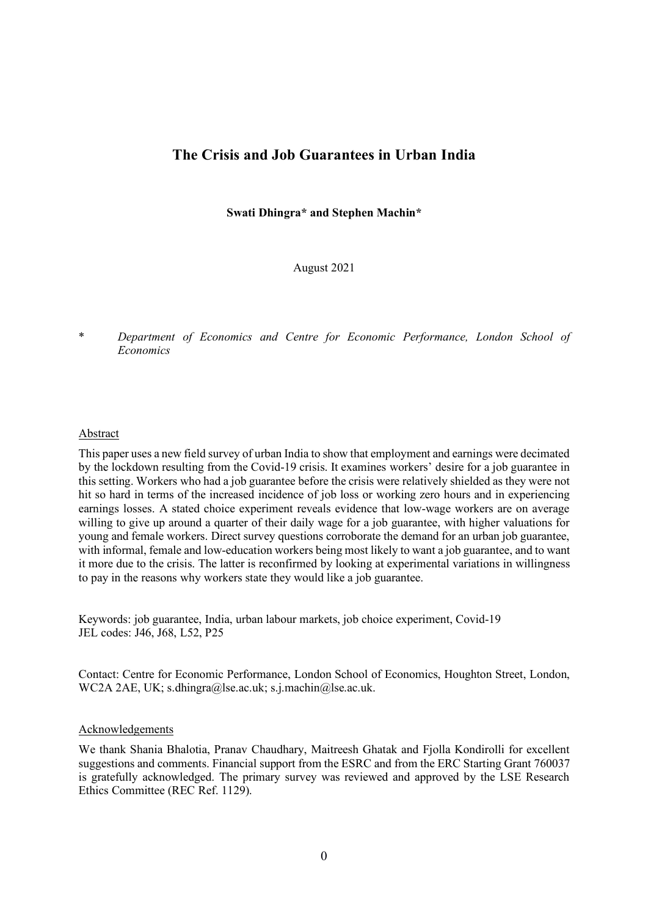# The Crisis and Job Guarantees in Urban India

**Swati Dhingra\* and Stephen Machin\***

August 2021

\* *Department of Economics and Centre for Economic Performance, London School of Economics*

## Abstract

This paper uses a new field survey of urban India to show that employment and earnings were decimated by the lockdown resulting from the Covid-19 crisis. It examines workers' desire for a job guarantee in this setting. Workers who had a job guarantee before the crisis were relatively shielded as they were not hit so hard in terms of the increased incidence of job loss or working zero hours and in experiencing earnings losses. A stated choice experiment reveals evidence that low-wage workers are on average willing to give up around a quarter of their daily wage for a job guarantee, with higher valuations for young and female workers. Direct survey questions corroborate the demand for an urban job guarantee, with informal, female and low-education workers being most likely to want a job guarantee, and to want it more due to the crisis. The latter is reconfirmed by looking at experimental variations in willingness to pay in the reasons why workers state they would like a job guarantee.

Keywords: job guarantee, India, urban labour markets, job choice experiment, Covid-19
JEL codes: J46, J68, L52, P25

Contact: Centre for Economic Performance, London School of Economics, Houghton Street, London, WC2A 2AE, UK; s.dhingra@lse.ac.uk; s.j.machin@lse.ac.uk.

## Acknowledgements

We thank Shania Bhalotia, Pranav Chaudhary, Maitreesh Ghatak and Fjolla Kondirolli for excellent suggestions and comments. Financial support from the ESRC and from the ERC Starting Grant 760037 is gratefully acknowledged. The primary survey was reviewed and approved by the LSE Research Ethics Committee (REC Ref. 1129).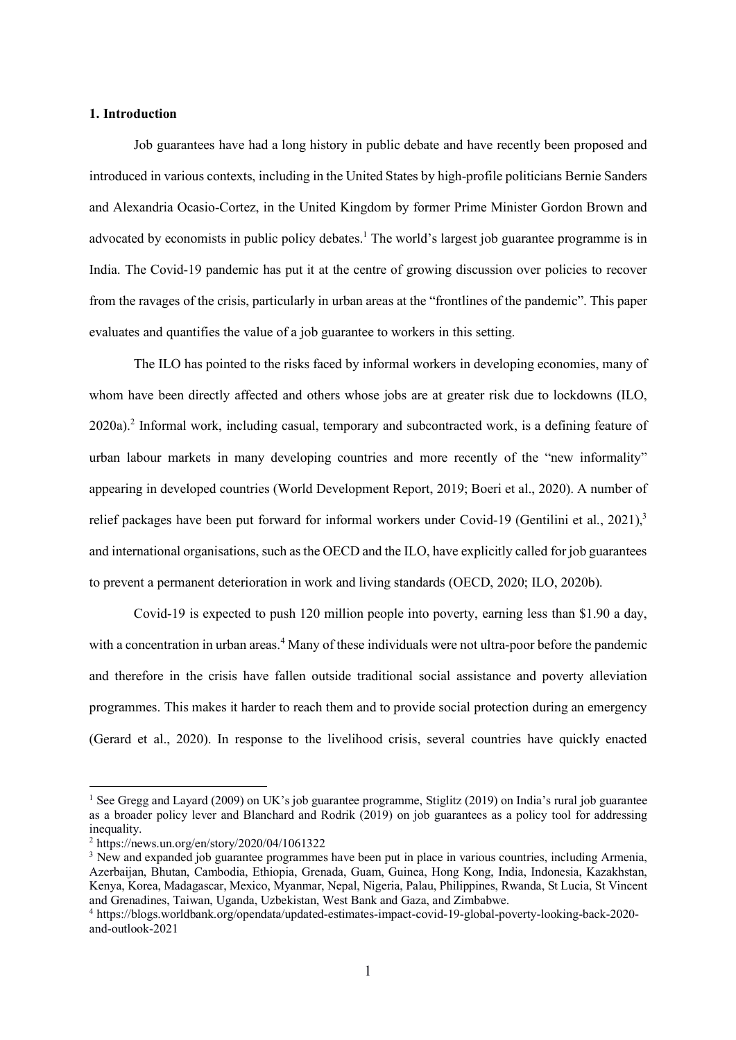## 1. Introduction

Job guarantees have had a long history in public debate and have recently been proposed and introduced in various contexts, including in the United States by high-profile politicians Bernie Sanders and Alexandria Ocasio-Cortez, in the United Kingdom by former Prime Minister Gordon Brown and advocated by economists in public policy debates.[1] The world's largest job guarantee programme is in India. The Covid-19 pandemic has put it at the centre of growing discussion over policies to recover from the ravages of the crisis, particularly in urban areas at the "frontlines of the pandemic". This paper evaluates and quantifies the value of a job guarantee to workers in this setting.

The ILO has pointed to the risks faced by informal workers in developing economies, many of whom have been directly affected and others whose jobs are at greater risk due to lockdowns (ILO, 2020a).[2] Informal work, including casual, temporary and subcontracted work, is a defining feature of urban labour markets in many developing countries and more recently of the "new informality" appearing in developed countries (World Development Report, 2019; Boeri et al., 2020). A number of relief packages have been put forward for informal workers under Covid-19 (Gentilini et al., 2021),[3] and international organisations, such as the OECD and the ILO, have explicitly called for job guarantees to prevent a permanent deterioration in work and living standards (OECD, 2020; ILO, 2020b).

Covid-19 is expected to push 120 million people into poverty, earning less than $1.90 a day, with a concentration in urban areas.[4] Many of these individuals were not ultra-poor before the pandemic and therefore in the crisis have fallen outside traditional social assistance and poverty alleviation programmes. This makes it harder to reach them and to provide social protection during an emergency (Gerard et al., 2020). In response to the livelihood crisis, several countries have quickly enacted

---

[1] See Gregg and Layard (2009) on UK's job guarantee programme, Stiglitz (2019) on India's rural job guarantee as a broader policy lever and Blanchard and Rodrik (2019) on job guarantees as a policy tool for addressing inequality.

[2] https://news.un.org/en/story/2020/04/1061322

[3] New and expanded job guarantee programmes have been put in place in various countries, including Armenia, Azerbaijan, Bhutan, Cambodia, Ethiopia, Grenada, Guam, Guinea, Hong Kong, India, Indonesia, Kazakhstan, Kenya, Korea, Madagascar, Mexico, Myanmar, Nepal, Nigeria, Palau, Philippines, Rwanda, St Lucia, St Vincent and Grenadines, Taiwan, Uganda, Uzbekistan, West Bank and Gaza, and Zimbabwe.

[4] https://blogs.worldbank.org/opendata/updated-estimates-impact-covid-19-global-poverty-looking-back-2020-and-outlook-2021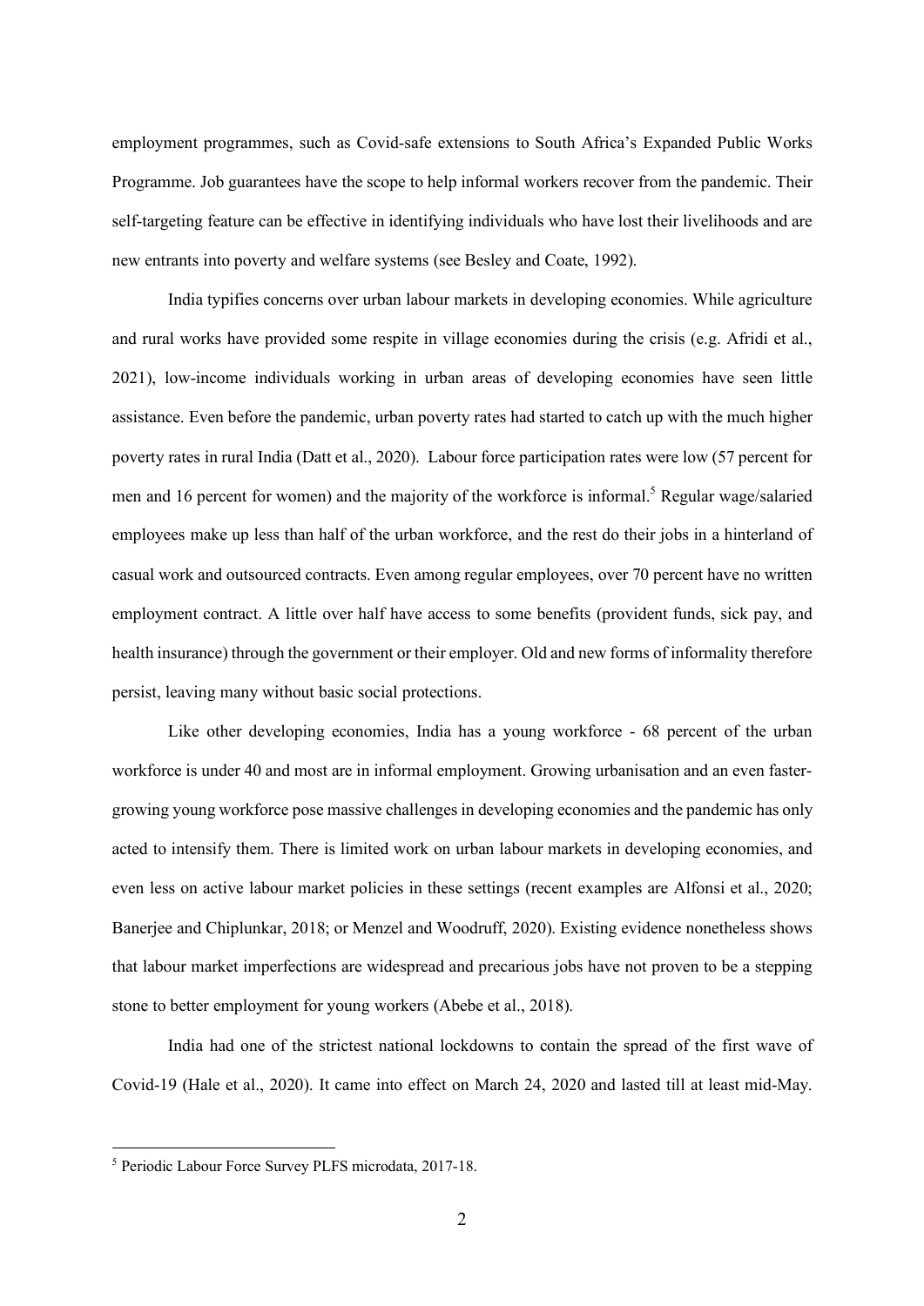employment programmes, such as Covid-safe extensions to South Africa's Expanded Public Works Programme. Job guarantees have the scope to help informal workers recover from the pandemic. Their self-targeting feature can be effective in identifying individuals who have lost their livelihoods and are new entrants into poverty and welfare systems (see Besley and Coate, 1992).

India typifies concerns over urban labour markets in developing economies. While agriculture and rural works have provided some respite in village economies during the crisis (e.g. Afridi et al., 2021), low-income individuals working in urban areas of developing economies have seen little assistance. Even before the pandemic, urban poverty rates had started to catch up with the much higher poverty rates in rural India (Datt et al., 2020). Labour force participation rates were low (57 percent for men and 16 percent for women) and the majority of the workforce is informal.[5] Regular wage/salaried employees make up less than half of the urban workforce, and the rest do their jobs in a hinterland of casual work and outsourced contracts. Even among regular employees, over 70 percent have no written employment contract. A little over half have access to some benefits (provident funds, sick pay, and health insurance) through the government or their employer. Old and new forms of informality therefore persist, leaving many without basic social protections.

Like other developing economies, India has a young workforce - 68 percent of the urban workforce is under 40 and most are in informal employment. Growing urbanisation and an even faster-growing young workforce pose massive challenges in developing economies and the pandemic has only acted to intensify them. There is limited work on urban labour markets in developing economies, and even less on active labour market policies in these settings (recent examples are Alfonsi et al., 2020; Banerjee and Chiplunkar, 2018; or Menzel and Woodruff, 2020). Existing evidence nonetheless shows that labour market imperfections are widespread and precarious jobs have not proven to be a stepping stone to better employment for young workers (Abebe et al., 2018).

India had one of the strictest national lockdowns to contain the spread of the first wave of Covid-19 (Hale et al., 2020). It came into effect on March 24, 2020 and lasted till at least mid-May.

[5] Periodic Labour Force Survey PLFS microdata, 2017-18.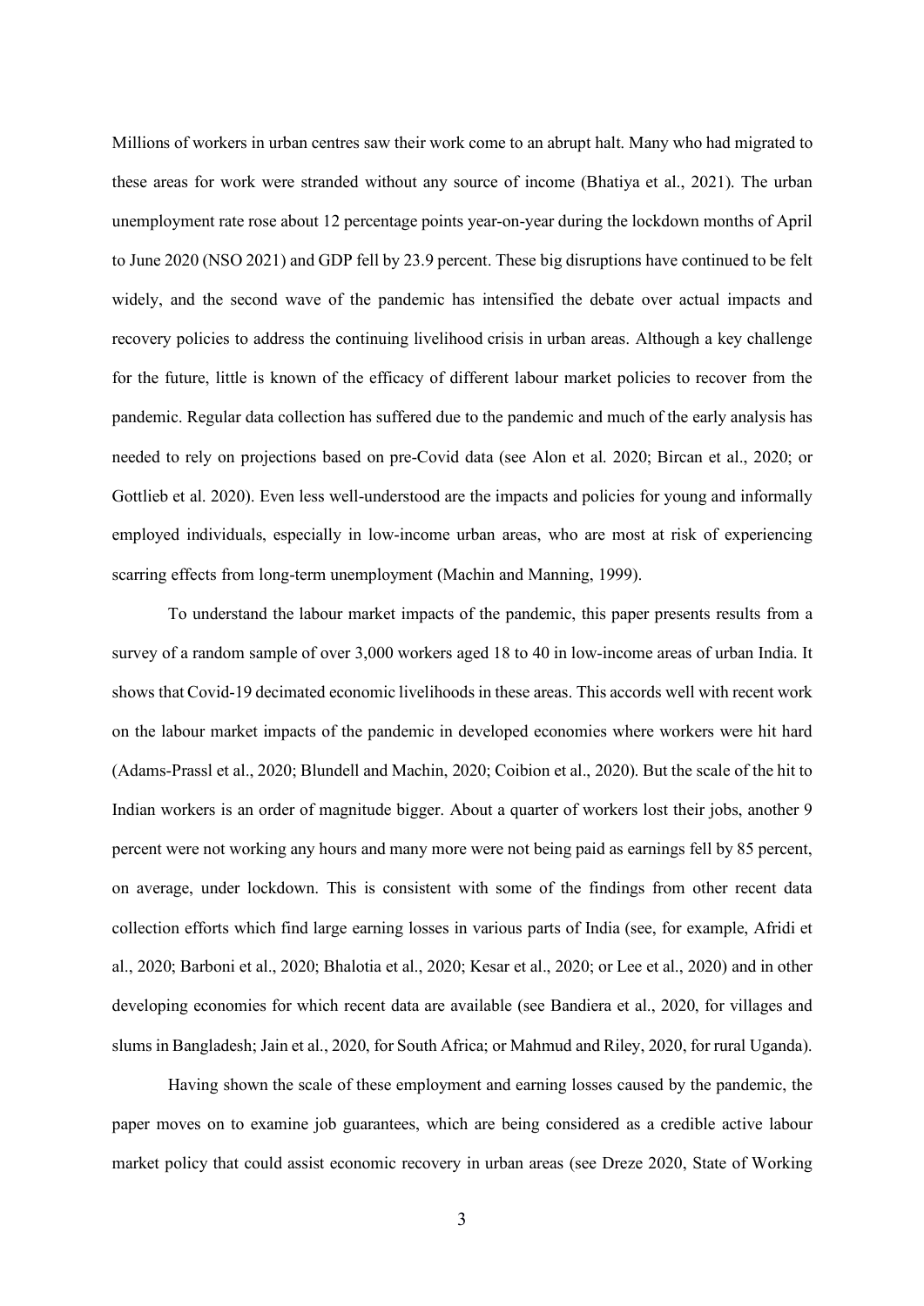Millions of workers in urban centres saw their work come to an abrupt halt. Many who had migrated to these areas for work were stranded without any source of income (Bhatiya et al., 2021). The urban unemployment rate rose about 12 percentage points year-on-year during the lockdown months of April to June 2020 (NSO 2021) and GDP fell by 23.9 percent. These big disruptions have continued to be felt widely, and the second wave of the pandemic has intensified the debate over actual impacts and recovery policies to address the continuing livelihood crisis in urban areas. Although a key challenge for the future, little is known of the efficacy of different labour market policies to recover from the pandemic. Regular data collection has suffered due to the pandemic and much of the early analysis has needed to rely on projections based on pre-Covid data (see Alon et al. 2020; Bircan et al., 2020; or Gottlieb et al. 2020). Even less well-understood are the impacts and policies for young and informally employed individuals, especially in low-income urban areas, who are most at risk of experiencing scarring effects from long-term unemployment (Machin and Manning, 1999).

To understand the labour market impacts of the pandemic, this paper presents results from a survey of a random sample of over 3,000 workers aged 18 to 40 in low-income areas of urban India. It shows that Covid-19 decimated economic livelihoods in these areas. This accords well with recent work on the labour market impacts of the pandemic in developed economies where workers were hit hard (Adams-Prassl et al., 2020; Blundell and Machin, 2020; Coibion et al., 2020). But the scale of the hit to Indian workers is an order of magnitude bigger. About a quarter of workers lost their jobs, another 9 percent were not working any hours and many more were not being paid as earnings fell by 85 percent, on average, under lockdown. This is consistent with some of the findings from other recent data collection efforts which find large earning losses in various parts of India (see, for example, Afridi et al., 2020; Barboni et al., 2020; Bhalotia et al., 2020; Kesar et al., 2020; or Lee et al., 2020) and in other developing economies for which recent data are available (see Bandiera et al., 2020, for villages and slums in Bangladesh; Jain et al., 2020, for South Africa; or Mahmud and Riley, 2020, for rural Uganda).

Having shown the scale of these employment and earning losses caused by the pandemic, the paper moves on to examine job guarantees, which are being considered as a credible active labour market policy that could assist economic recovery in urban areas (see Dreze 2020, State of Working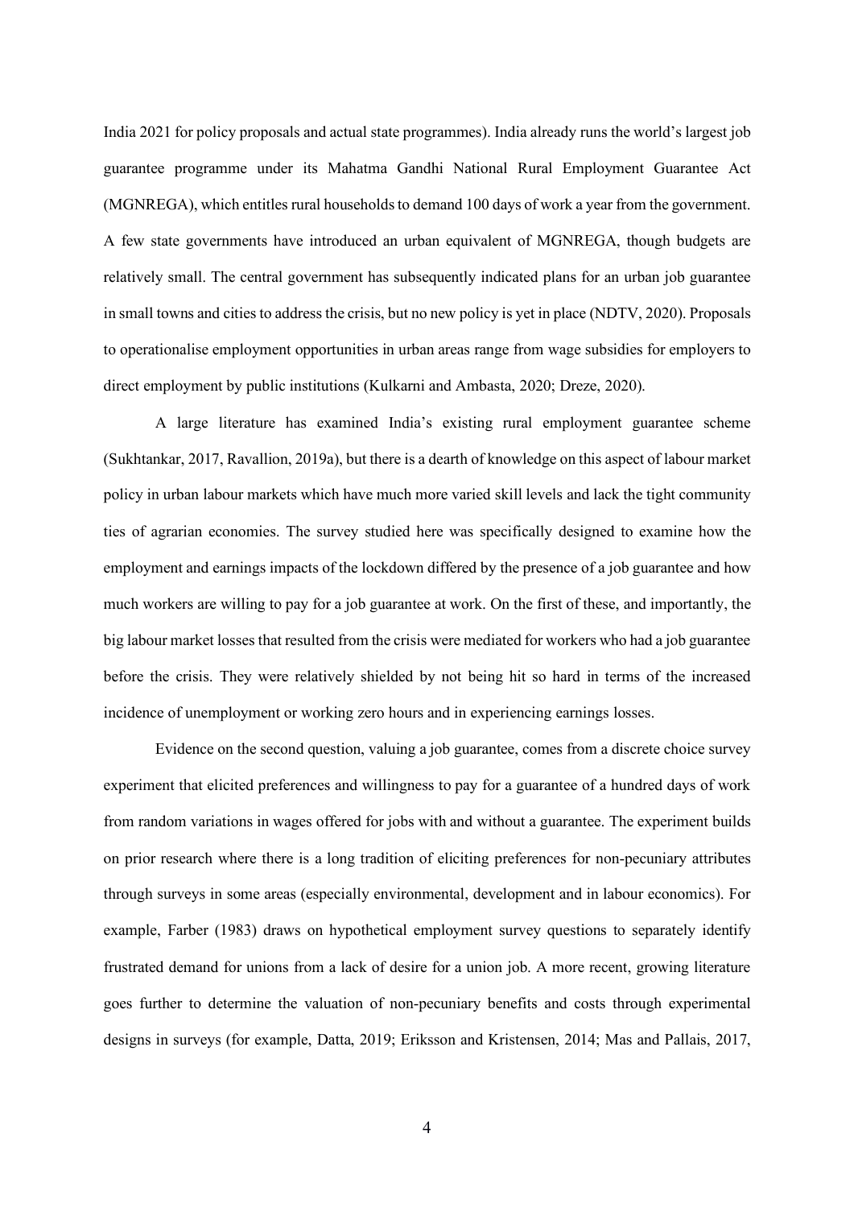India 2021 for policy proposals and actual state programmes). India already runs the world's largest job guarantee programme under its Mahatma Gandhi National Rural Employment Guarantee Act (MGNREGA), which entitles rural households to demand 100 days of work a year from the government. A few state governments have introduced an urban equivalent of MGNREGA, though budgets are relatively small. The central government has subsequently indicated plans for an urban job guarantee in small towns and cities to address the crisis, but no new policy is yet in place (NDTV, 2020). Proposals to operationalise employment opportunities in urban areas range from wage subsidies for employers to direct employment by public institutions (Kulkarni and Ambasta, 2020; Dreze, 2020).

A large literature has examined India's existing rural employment guarantee scheme (Sukhtankar, 2017, Ravallion, 2019a), but there is a dearth of knowledge on this aspect of labour market policy in urban labour markets which have much more varied skill levels and lack the tight community ties of agrarian economies. The survey studied here was specifically designed to examine how the employment and earnings impacts of the lockdown differed by the presence of a job guarantee and how much workers are willing to pay for a job guarantee at work. On the first of these, and importantly, the big labour market losses that resulted from the crisis were mediated for workers who had a job guarantee before the crisis. They were relatively shielded by not being hit so hard in terms of the increased incidence of unemployment or working zero hours and in experiencing earnings losses.

Evidence on the second question, valuing a job guarantee, comes from a discrete choice survey experiment that elicited preferences and willingness to pay for a guarantee of a hundred days of work from random variations in wages offered for jobs with and without a guarantee. The experiment builds on prior research where there is a long tradition of eliciting preferences for non-pecuniary attributes through surveys in some areas (especially environmental, development and in labour economics). For example, Farber (1983) draws on hypothetical employment survey questions to separately identify frustrated demand for unions from a lack of desire for a union job. A more recent, growing literature goes further to determine the valuation of non-pecuniary benefits and costs through experimental designs in surveys (for example, Datta, 2019; Eriksson and Kristensen, 2014; Mas and Pallais, 2017,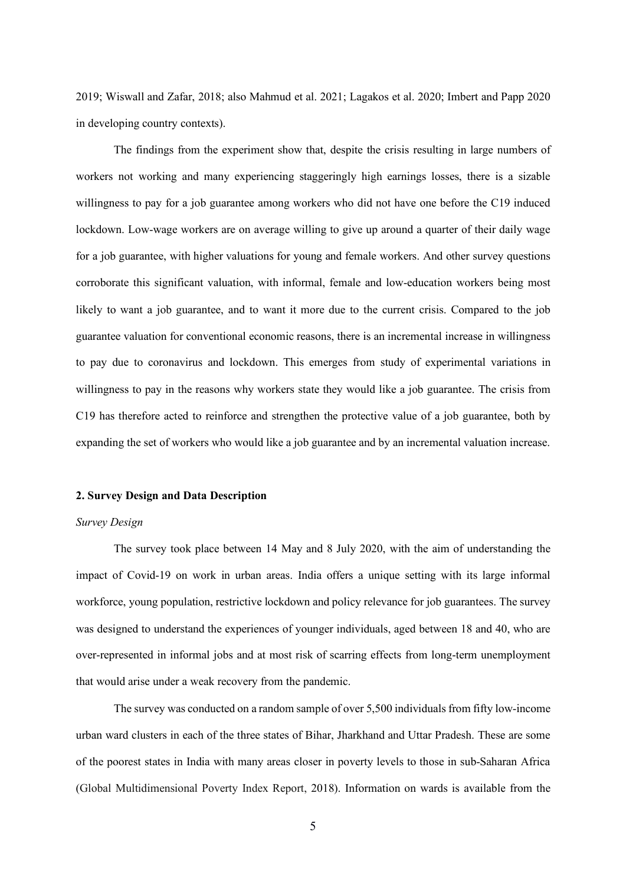2019; Wiswall and Zafar, 2018; also Mahmud et al. 2021; Lagakos et al. 2020; Imbert and Papp 2020 in developing country contexts).

The findings from the experiment show that, despite the crisis resulting in large numbers of workers not working and many experiencing staggeringly high earnings losses, there is a sizable willingness to pay for a job guarantee among workers who did not have one before the C19 induced lockdown. Low-wage workers are on average willing to give up around a quarter of their daily wage for a job guarantee, with higher valuations for young and female workers. And other survey questions corroborate this significant valuation, with informal, female and low-education workers being most likely to want a job guarantee, and to want it more due to the current crisis. Compared to the job guarantee valuation for conventional economic reasons, there is an incremental increase in willingness to pay due to coronavirus and lockdown. This emerges from study of experimental variations in willingness to pay in the reasons why workers state they would like a job guarantee. The crisis from C19 has therefore acted to reinforce and strengthen the protective value of a job guarantee, both by expanding the set of workers who would like a job guarantee and by an incremental valuation increase.

## 2. Survey Design and Data Description

### *Survey Design*

The survey took place between 14 May and 8 July 2020, with the aim of understanding the impact of Covid-19 on work in urban areas. India offers a unique setting with its large informal workforce, young population, restrictive lockdown and policy relevance for job guarantees. The survey was designed to understand the experiences of younger individuals, aged between 18 and 40, who are over-represented in informal jobs and at most risk of scarring effects from long-term unemployment that would arise under a weak recovery from the pandemic.

The survey was conducted on a random sample of over 5,500 individuals from fifty low-income urban ward clusters in each of the three states of Bihar, Jharkhand and Uttar Pradesh. These are some of the poorest states in India with many areas closer in poverty levels to those in sub-Saharan Africa (Global Multidimensional Poverty Index Report, 2018). Information on wards is available from the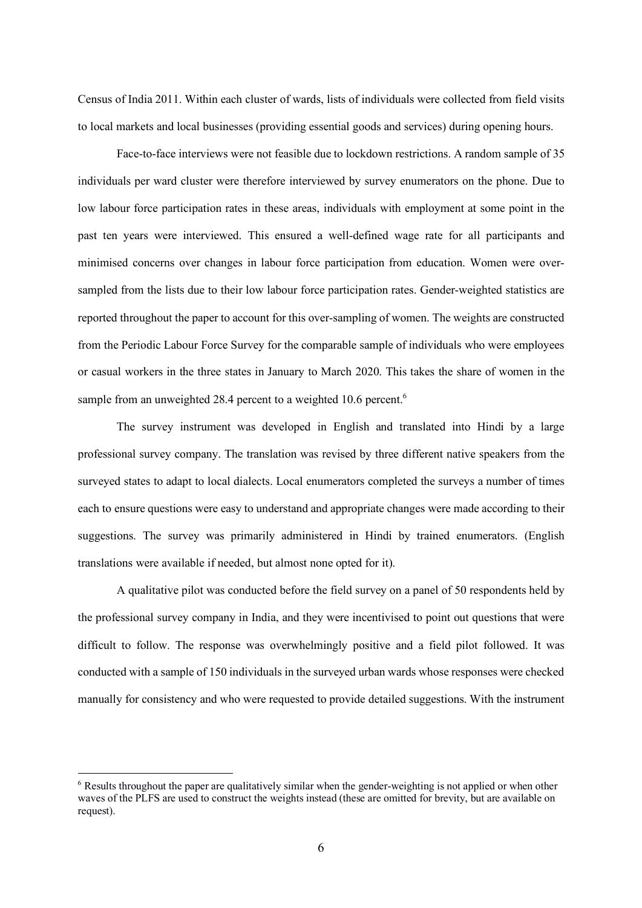Census of India 2011. Within each cluster of wards, lists of individuals were collected from field visits to local markets and local businesses (providing essential goods and services) during opening hours.

Face-to-face interviews were not feasible due to lockdown restrictions. A random sample of 35 individuals per ward cluster were therefore interviewed by survey enumerators on the phone. Due to low labour force participation rates in these areas, individuals with employment at some point in the past ten years were interviewed. This ensured a well-defined wage rate for all participants and minimised concerns over changes in labour force participation from education. Women were over-sampled from the lists due to their low labour force participation rates. Gender-weighted statistics are reported throughout the paper to account for this over-sampling of women. The weights are constructed from the Periodic Labour Force Survey for the comparable sample of individuals who were employees or casual workers in the three states in January to March 2020. This takes the share of women in the sample from an unweighted 28.4 percent to a weighted 10.6 percent.[6]

The survey instrument was developed in English and translated into Hindi by a large professional survey company. The translation was revised by three different native speakers from the surveyed states to adapt to local dialects. Local enumerators completed the surveys a number of times each to ensure questions were easy to understand and appropriate changes were made according to their suggestions. The survey was primarily administered in Hindi by trained enumerators. (English translations were available if needed, but almost none opted for it).

A qualitative pilot was conducted before the field survey on a panel of 50 respondents held by the professional survey company in India, and they were incentivised to point out questions that were difficult to follow. The response was overwhelmingly positive and a field pilot followed. It was conducted with a sample of 150 individuals in the surveyed urban wards whose responses were checked manually for consistency and who were requested to provide detailed suggestions. With the instrument

[6] Results throughout the paper are qualitatively similar when the gender-weighting is not applied or when other waves of the PLFS are used to construct the weights instead (these are omitted for brevity, but are available on request).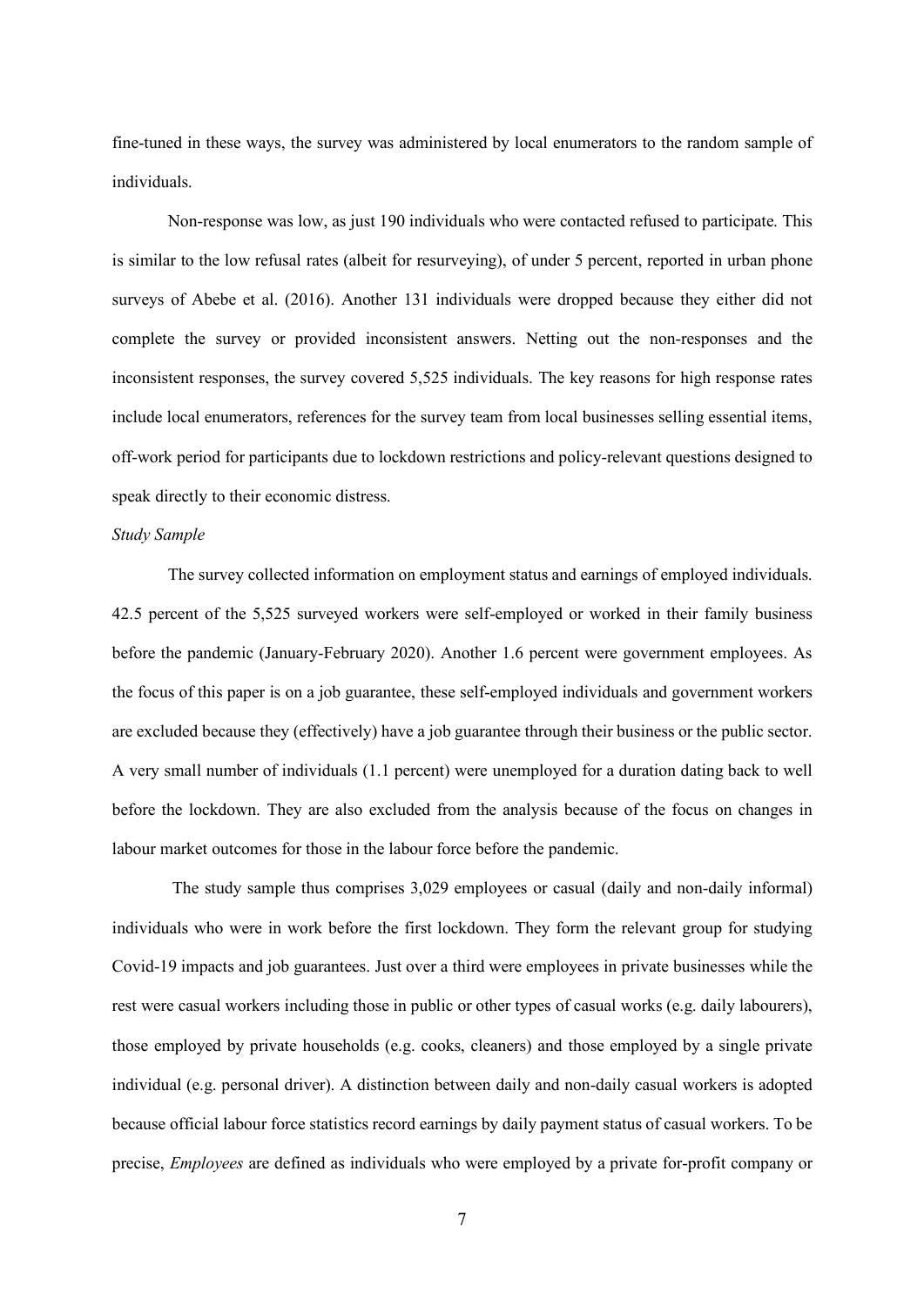fine-tuned in these ways, the survey was administered by local enumerators to the random sample of individuals.

Non-response was low, as just 190 individuals who were contacted refused to participate. This is similar to the low refusal rates (albeit for resurveying), of under 5 percent, reported in urban phone surveys of Abebe et al. (2016). Another 131 individuals were dropped because they either did not complete the survey or provided inconsistent answers. Netting out the non-responses and the inconsistent responses, the survey covered 5,525 individuals. The key reasons for high response rates include local enumerators, references for the survey team from local businesses selling essential items, off-work period for participants due to lockdown restrictions and policy-relevant questions designed to speak directly to their economic distress.

*Study Sample*

The survey collected information on employment status and earnings of employed individuals. 42.5 percent of the 5,525 surveyed workers were self-employed or worked in their family business before the pandemic (January-February 2020). Another 1.6 percent were government employees. As the focus of this paper is on a job guarantee, these self-employed individuals and government workers are excluded because they (effectively) have a job guarantee through their business or the public sector. A very small number of individuals (1.1 percent) were unemployed for a duration dating back to well before the lockdown. They are also excluded from the analysis because of the focus on changes in labour market outcomes for those in the labour force before the pandemic.

The study sample thus comprises 3,029 employees or casual (daily and non-daily informal) individuals who were in work before the first lockdown. They form the relevant group for studying Covid-19 impacts and job guarantees. Just over a third were employees in private businesses while the rest were casual workers including those in public or other types of casual works (e.g. daily labourers), those employed by private households (e.g. cooks, cleaners) and those employed by a single private individual (e.g. personal driver). A distinction between daily and non-daily casual workers is adopted because official labour force statistics record earnings by daily payment status of casual workers. To be precise, *Employees* are defined as individuals who were employed by a private for-profit company or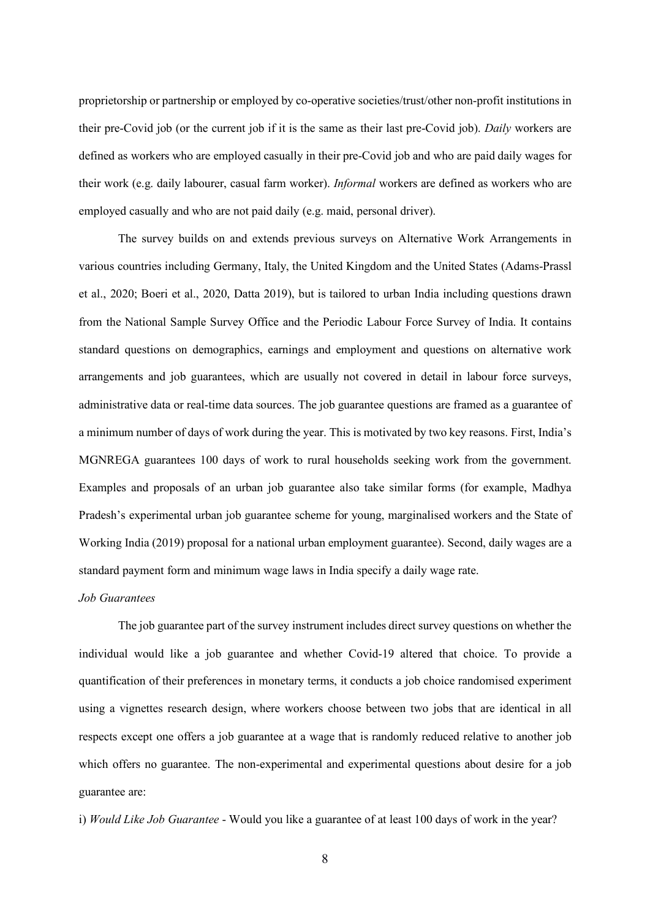proprietorship or partnership or employed by co-operative societies/trust/other non-profit institutions in their pre-Covid job (or the current job if it is the same as their last pre-Covid job). *Daily* workers are defined as workers who are employed casually in their pre-Covid job and who are paid daily wages for their work (e.g. daily labourer, casual farm worker). *Informal* workers are defined as workers who are employed casually and who are not paid daily (e.g. maid, personal driver).

The survey builds on and extends previous surveys on Alternative Work Arrangements in various countries including Germany, Italy, the United Kingdom and the United States (Adams-Prassl et al., 2020; Boeri et al., 2020, Datta 2019), but is tailored to urban India including questions drawn from the National Sample Survey Office and the Periodic Labour Force Survey of India. It contains standard questions on demographics, earnings and employment and questions on alternative work arrangements and job guarantees, which are usually not covered in detail in labour force surveys, administrative data or real-time data sources. The job guarantee questions are framed as a guarantee of a minimum number of days of work during the year. This is motivated by two key reasons. First, India's MGNREGA guarantees 100 days of work to rural households seeking work from the government. Examples and proposals of an urban job guarantee also take similar forms (for example, Madhya Pradesh's experimental urban job guarantee scheme for young, marginalised workers and the State of Working India (2019) proposal for a national urban employment guarantee). Second, daily wages are a standard payment form and minimum wage laws in India specify a daily wage rate.

*Job Guarantees*

The job guarantee part of the survey instrument includes direct survey questions on whether the individual would like a job guarantee and whether Covid-19 altered that choice. To provide a quantification of their preferences in monetary terms, it conducts a job choice randomised experiment using a vignettes research design, where workers choose between two jobs that are identical in all respects except one offers a job guarantee at a wage that is randomly reduced relative to another job which offers no guarantee. The non-experimental and experimental questions about desire for a job guarantee are:

i) *Would Like Job Guarantee* - Would you like a guarantee of at least 100 days of work in the year?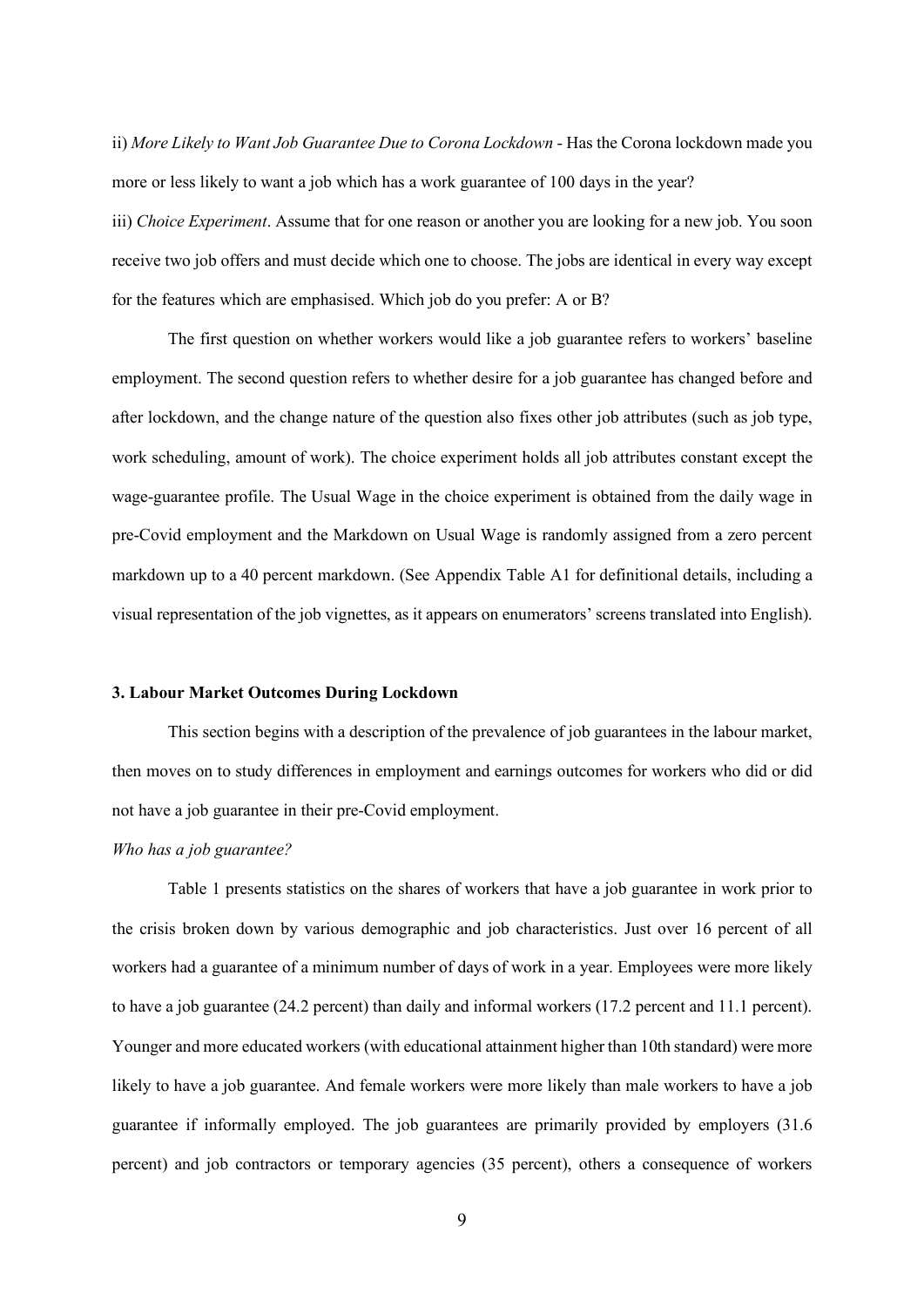ii) *More Likely to Want Job Guarantee Due to Corona Lockdown* - Has the Corona lockdown made you more or less likely to want a job which has a work guarantee of 100 days in the year?

iii) *Choice Experiment*. Assume that for one reason or another you are looking for a new job. You soon receive two job offers and must decide which one to choose. The jobs are identical in every way except for the features which are emphasised. Which job do you prefer: A or B?

The first question on whether workers would like a job guarantee refers to workers' baseline employment. The second question refers to whether desire for a job guarantee has changed before and after lockdown, and the change nature of the question also fixes other job attributes (such as job type, work scheduling, amount of work). The choice experiment holds all job attributes constant except the wage-guarantee profile. The Usual Wage in the choice experiment is obtained from the daily wage in pre-Covid employment and the Markdown on Usual Wage is randomly assigned from a zero percent markdown up to a 40 percent markdown. (See Appendix Table A1 for definitional details, including a visual representation of the job vignettes, as it appears on enumerators' screens translated into English).

### 3. Labour Market Outcomes During Lockdown

This section begins with a description of the prevalence of job guarantees in the labour market, then moves on to study differences in employment and earnings outcomes for workers who did or did not have a job guarantee in their pre-Covid employment.

*Who has a job guarantee?*

Table 1 presents statistics on the shares of workers that have a job guarantee in work prior to the crisis broken down by various demographic and job characteristics. Just over 16 percent of all workers had a guarantee of a minimum number of days of work in a year. Employees were more likely to have a job guarantee (24.2 percent) than daily and informal workers (17.2 percent and 11.1 percent). Younger and more educated workers (with educational attainment higher than 10th standard) were more likely to have a job guarantee. And female workers were more likely than male workers to have a job guarantee if informally employed. The job guarantees are primarily provided by employers (31.6 percent) and job contractors or temporary agencies (35 percent), others a consequence of workers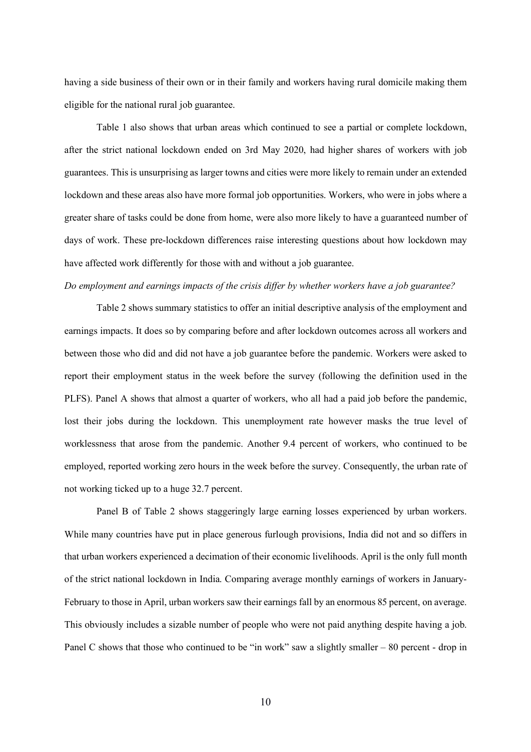having a side business of their own or in their family and workers having rural domicile making them eligible for the national rural job guarantee.

Table 1 also shows that urban areas which continued to see a partial or complete lockdown, after the strict national lockdown ended on 3rd May 2020, had higher shares of workers with job guarantees. This is unsurprising as larger towns and cities were more likely to remain under an extended lockdown and these areas also have more formal job opportunities. Workers, who were in jobs where a greater share of tasks could be done from home, were also more likely to have a guaranteed number of days of work. These pre-lockdown differences raise interesting questions about how lockdown may have affected work differently for those with and without a job guarantee.

*Do employment and earnings impacts of the crisis differ by whether workers have a job guarantee?*

Table 2 shows summary statistics to offer an initial descriptive analysis of the employment and earnings impacts. It does so by comparing before and after lockdown outcomes across all workers and between those who did and did not have a job guarantee before the pandemic. Workers were asked to report their employment status in the week before the survey (following the definition used in the PLFS). Panel A shows that almost a quarter of workers, who all had a paid job before the pandemic, lost their jobs during the lockdown. This unemployment rate however masks the true level of worklessness that arose from the pandemic. Another 9.4 percent of workers, who continued to be employed, reported working zero hours in the week before the survey. Consequently, the urban rate of not working ticked up to a huge 32.7 percent.

Panel B of Table 2 shows staggeringly large earning losses experienced by urban workers. While many countries have put in place generous furlough provisions, India did not and so differs in that urban workers experienced a decimation of their economic livelihoods. April is the only full month of the strict national lockdown in India. Comparing average monthly earnings of workers in January-February to those in April, urban workers saw their earnings fall by an enormous 85 percent, on average. This obviously includes a sizable number of people who were not paid anything despite having a job. Panel C shows that those who continued to be "in work" saw a slightly smaller – 80 percent - drop in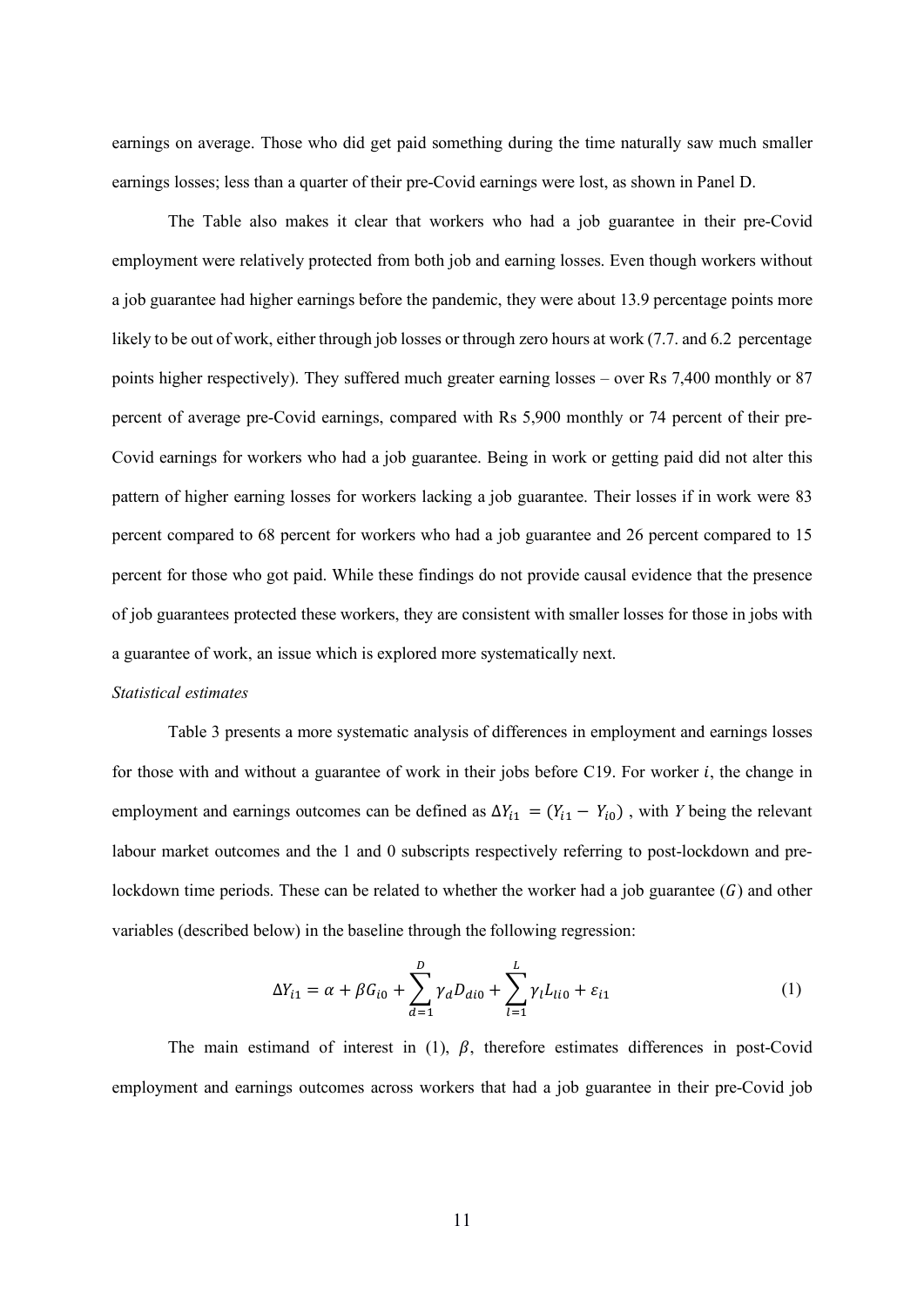earnings on average. Those who did get paid something during the time naturally saw much smaller earnings losses; less than a quarter of their pre-Covid earnings were lost, as shown in Panel D.

The Table also makes it clear that workers who had a job guarantee in their pre-Covid employment were relatively protected from both job and earning losses. Even though workers without a job guarantee had higher earnings before the pandemic, they were about 13.9 percentage points more likely to be out of work, either through job losses or through zero hours at work (7.7. and 6.2 percentage points higher respectively). They suffered much greater earning losses – over Rs 7,400 monthly or 87 percent of average pre-Covid earnings, compared with Rs 5,900 monthly or 74 percent of their pre-Covid earnings for workers who had a job guarantee. Being in work or getting paid did not alter this pattern of higher earning losses for workers lacking a job guarantee. Their losses if in work were 83 percent compared to 68 percent for workers who had a job guarantee and 26 percent compared to 15 percent for those who got paid. While these findings do not provide causal evidence that the presence of job guarantees protected these workers, they are consistent with smaller losses for those in jobs with a guarantee of work, an issue which is explored more systematically next.

*Statistical estimates*

Table 3 presents a more systematic analysis of differences in employment and earnings losses for those with and without a guarantee of work in their jobs before C19. For worker $i$, the change in employment and earnings outcomes can be defined as $\Delta Y_{i1} = (Y_{i1} - Y_{i0})$ , with $Y$ being the relevant labour market outcomes and the 1 and 0 subscripts respectively referring to post-lockdown and pre-lockdown time periods. These can be related to whether the worker had a job guarantee ($G$) and other variables (described below) in the baseline through the following regression:

$$\Delta Y_{i1} = \alpha + \beta G_{i0} + \sum_{d=1}^{D} \gamma_d D_{di0} + \sum_{l=1}^{L} \gamma_l L_{li0} + \varepsilon_{i1} \tag{1}$$

The main estimand of interest in (1), $\beta$, therefore estimates differences in post-Covid employment and earnings outcomes across workers that had a job guarantee in their pre-Covid job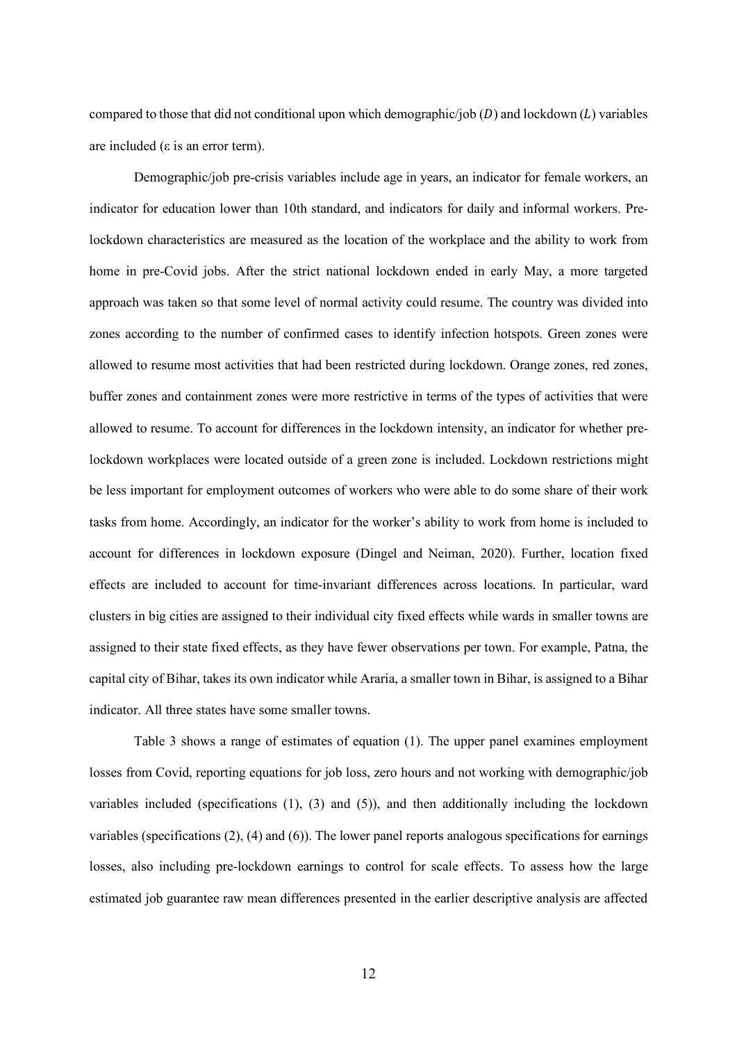compared to those that did not conditional upon which demographic/job ($D$) and lockdown ($L$) variables are included ($\varepsilon$ is an error term).

Demographic/job pre-crisis variables include age in years, an indicator for female workers, an indicator for education lower than 10th standard, and indicators for daily and informal workers. Pre-lockdown characteristics are measured as the location of the workplace and the ability to work from home in pre-Covid jobs. After the strict national lockdown ended in early May, a more targeted approach was taken so that some level of normal activity could resume. The country was divided into zones according to the number of confirmed cases to identify infection hotspots. Green zones were allowed to resume most activities that had been restricted during lockdown. Orange zones, red zones, buffer zones and containment zones were more restrictive in terms of the types of activities that were allowed to resume. To account for differences in the lockdown intensity, an indicator for whether pre-lockdown workplaces were located outside of a green zone is included. Lockdown restrictions might be less important for employment outcomes of workers who were able to do some share of their work tasks from home. Accordingly, an indicator for the worker's ability to work from home is included to account for differences in lockdown exposure (Dingel and Neiman, 2020). Further, location fixed effects are included to account for time-invariant differences across locations. In particular, ward clusters in big cities are assigned to their individual city fixed effects while wards in smaller towns are assigned to their state fixed effects, as they have fewer observations per town. For example, Patna, the capital city of Bihar, takes its own indicator while Araria, a smaller town in Bihar, is assigned to a Bihar indicator. All three states have some smaller towns.

Table 3 shows a range of estimates of equation (1). The upper panel examines employment losses from Covid, reporting equations for job loss, zero hours and not working with demographic/job variables included (specifications (1), (3) and (5)), and then additionally including the lockdown variables (specifications (2), (4) and (6)). The lower panel reports analogous specifications for earnings losses, also including pre-lockdown earnings to control for scale effects. To assess how the large estimated job guarantee raw mean differences presented in the earlier descriptive analysis are affected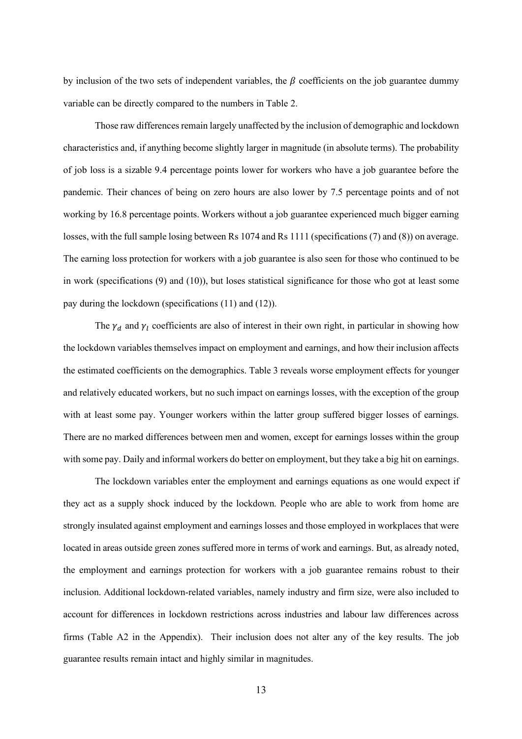by inclusion of the two sets of independent variables, the $\beta$ coefficients on the job guarantee dummy variable can be directly compared to the numbers in Table 2.

Those raw differences remain largely unaffected by the inclusion of demographic and lockdown characteristics and, if anything become slightly larger in magnitude (in absolute terms). The probability of job loss is a sizable 9.4 percentage points lower for workers who have a job guarantee before the pandemic. Their chances of being on zero hours are also lower by 7.5 percentage points and of not working by 16.8 percentage points. Workers without a job guarantee experienced much bigger earning losses, with the full sample losing between Rs 1074 and Rs 1111 (specifications (7) and (8)) on average. The earning loss protection for workers with a job guarantee is also seen for those who continued to be in work (specifications (9) and (10)), but loses statistical significance for those who got at least some pay during the lockdown (specifications (11) and (12)).

The $\gamma_d$ and $\gamma_l$ coefficients are also of interest in their own right, in particular in showing how the lockdown variables themselves impact on employment and earnings, and how their inclusion affects the estimated coefficients on the demographics. Table 3 reveals worse employment effects for younger and relatively educated workers, but no such impact on earnings losses, with the exception of the group with at least some pay. Younger workers within the latter group suffered bigger losses of earnings. There are no marked differences between men and women, except for earnings losses within the group with some pay. Daily and informal workers do better on employment, but they take a big hit on earnings.

The lockdown variables enter the employment and earnings equations as one would expect if they act as a supply shock induced by the lockdown. People who are able to work from home are strongly insulated against employment and earnings losses and those employed in workplaces that were located in areas outside green zones suffered more in terms of work and earnings. But, as already noted, the employment and earnings protection for workers with a job guarantee remains robust to their inclusion. Additional lockdown-related variables, namely industry and firm size, were also included to account for differences in lockdown restrictions across industries and labour law differences across firms (Table A2 in the Appendix). Their inclusion does not alter any of the key results. The job guarantee results remain intact and highly similar in magnitudes.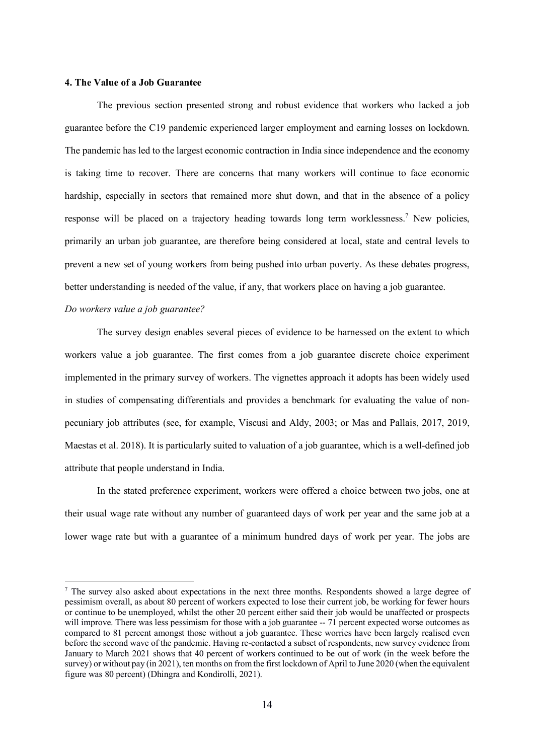## 4. The Value of a Job Guarantee

The previous section presented strong and robust evidence that workers who lacked a job guarantee before the C19 pandemic experienced larger employment and earning losses on lockdown. The pandemic has led to the largest economic contraction in India since independence and the economy is taking time to recover. There are concerns that many workers will continue to face economic hardship, especially in sectors that remained more shut down, and that in the absence of a policy response will be placed on a trajectory heading towards long term worklessness.[7] New policies, primarily an urban job guarantee, are therefore being considered at local, state and central levels to prevent a new set of young workers from being pushed into urban poverty. As these debates progress, better understanding is needed of the value, if any, that workers place on having a job guarantee.

*Do workers value a job guarantee?*

The survey design enables several pieces of evidence to be harnessed on the extent to which workers value a job guarantee. The first comes from a job guarantee discrete choice experiment implemented in the primary survey of workers. The vignettes approach it adopts has been widely used in studies of compensating differentials and provides a benchmark for evaluating the value of non-pecuniary job attributes (see, for example, Viscusi and Aldy, 2003; or Mas and Pallais, 2017, 2019, Maestas et al. 2018). It is particularly suited to valuation of a job guarantee, which is a well-defined job attribute that people understand in India.

In the stated preference experiment, workers were offered a choice between two jobs, one at their usual wage rate without any number of guaranteed days of work per year and the same job at a lower wage rate but with a guarantee of a minimum hundred days of work per year. The jobs are

---

[7] The survey also asked about expectations in the next three months. Respondents showed a large degree of pessimism overall, as about 80 percent of workers expected to lose their current job, be working for fewer hours or continue to be unemployed, whilst the other 20 percent either said their job would be unaffected or prospects will improve. There was less pessimism for those with a job guarantee -- 71 percent expected worse outcomes as compared to 81 percent amongst those without a job guarantee. These worries have been largely realised even before the second wave of the pandemic. Having re-contacted a subset of respondents, new survey evidence from January to March 2021 shows that 40 percent of workers continued to be out of work (in the week before the survey) or without pay (in 2021), ten months on from the first lockdown of April to June 2020 (when the equivalent figure was 80 percent) (Dhingra and Kondirolli, 2021).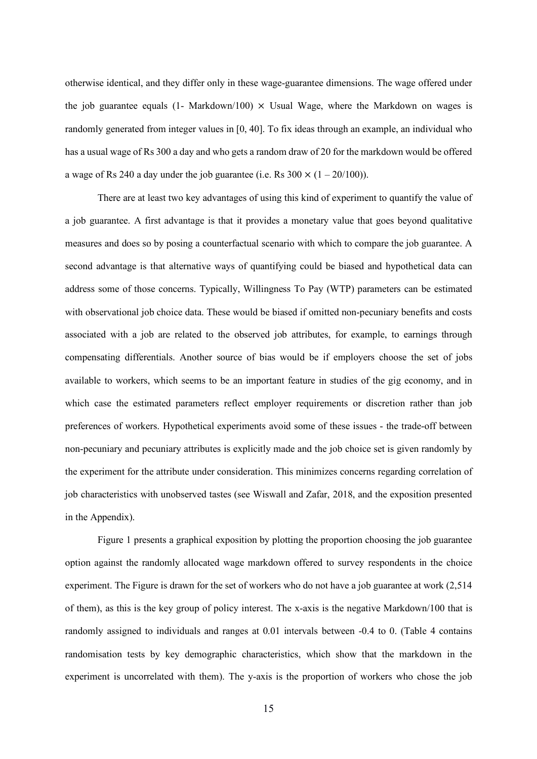otherwise identical, and they differ only in these wage-guarantee dimensions. The wage offered under the job guarantee equals (1- Markdown/100) $\times$ Usual Wage, where the Markdown on wages is randomly generated from integer values in [0, 40]. To fix ideas through an example, an individual who has a usual wage of Rs 300 a day and who gets a random draw of 20 for the markdown would be offered a wage of Rs 240 a day under the job guarantee (i.e. Rs 300 $\times$ (1 – 20/100)).

There are at least two key advantages of using this kind of experiment to quantify the value of a job guarantee. A first advantage is that it provides a monetary value that goes beyond qualitative measures and does so by posing a counterfactual scenario with which to compare the job guarantee. A second advantage is that alternative ways of quantifying could be biased and hypothetical data can address some of those concerns. Typically, Willingness To Pay (WTP) parameters can be estimated with observational job choice data. These would be biased if omitted non-pecuniary benefits and costs associated with a job are related to the observed job attributes, for example, to earnings through compensating differentials. Another source of bias would be if employers choose the set of jobs available to workers, which seems to be an important feature in studies of the gig economy, and in which case the estimated parameters reflect employer requirements or discretion rather than job preferences of workers. Hypothetical experiments avoid some of these issues - the trade-off between non-pecuniary and pecuniary attributes is explicitly made and the job choice set is given randomly by the experiment for the attribute under consideration. This minimizes concerns regarding correlation of job characteristics with unobserved tastes (see Wiswall and Zafar, 2018, and the exposition presented in the Appendix).

Figure 1 presents a graphical exposition by plotting the proportion choosing the job guarantee option against the randomly allocated wage markdown offered to survey respondents in the choice experiment. The Figure is drawn for the set of workers who do not have a job guarantee at work (2,514 of them), as this is the key group of policy interest. The x-axis is the negative Markdown/100 that is randomly assigned to individuals and ranges at 0.01 intervals between -0.4 to 0. (Table 4 contains randomisation tests by key demographic characteristics, which show that the markdown in the experiment is uncorrelated with them). The y-axis is the proportion of workers who chose the job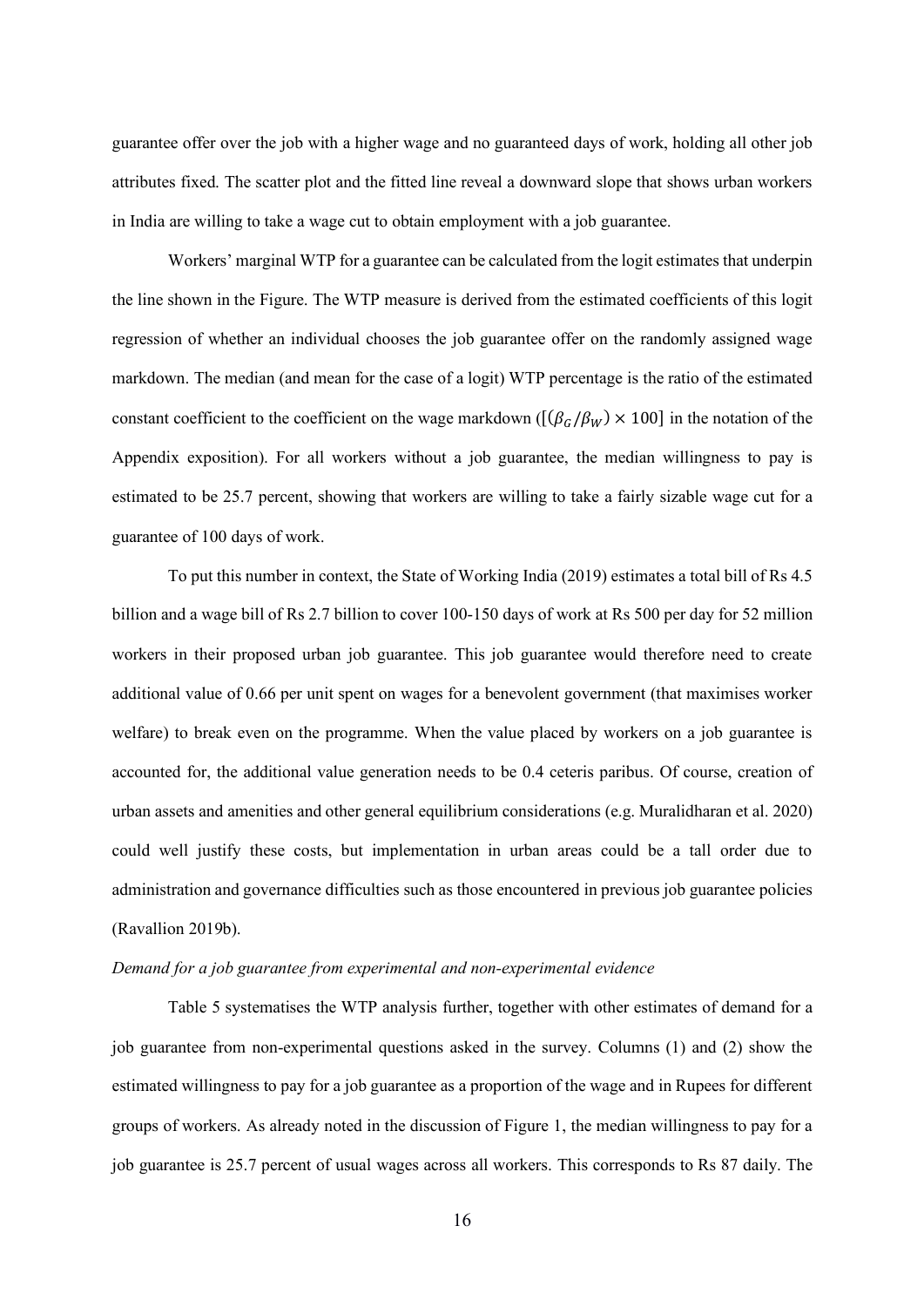guarantee offer over the job with a higher wage and no guaranteed days of work, holding all other job attributes fixed. The scatter plot and the fitted line reveal a downward slope that shows urban workers in India are willing to take a wage cut to obtain employment with a job guarantee.

Workers' marginal WTP for a guarantee can be calculated from the logit estimates that underpin the line shown in the Figure. The WTP measure is derived from the estimated coefficients of this logit regression of whether an individual chooses the job guarantee offer on the randomly assigned wage markdown. The median (and mean for the case of a logit) WTP percentage is the ratio of the estimated constant coefficient to the coefficient on the wage markdown ($[(\beta_G/\beta_W) \times 100]$ in the notation of the Appendix exposition). For all workers without a job guarantee, the median willingness to pay is estimated to be 25.7 percent, showing that workers are willing to take a fairly sizable wage cut for a guarantee of 100 days of work.

To put this number in context, the State of Working India (2019) estimates a total bill of Rs 4.5 billion and a wage bill of Rs 2.7 billion to cover 100-150 days of work at Rs 500 per day for 52 million workers in their proposed urban job guarantee. This job guarantee would therefore need to create additional value of 0.66 per unit spent on wages for a benevolent government (that maximises worker welfare) to break even on the programme. When the value placed by workers on a job guarantee is accounted for, the additional value generation needs to be 0.4 ceteris paribus. Of course, creation of urban assets and amenities and other general equilibrium considerations (e.g. Muralidharan et al. 2020) could well justify these costs, but implementation in urban areas could be a tall order due to administration and governance difficulties such as those encountered in previous job guarantee policies (Ravallion 2019b).

*Demand for a job guarantee from experimental and non-experimental evidence*

Table 5 systematises the WTP analysis further, together with other estimates of demand for a job guarantee from non-experimental questions asked in the survey. Columns (1) and (2) show the estimated willingness to pay for a job guarantee as a proportion of the wage and in Rupees for different groups of workers. As already noted in the discussion of Figure 1, the median willingness to pay for a job guarantee is 25.7 percent of usual wages across all workers. This corresponds to Rs 87 daily. The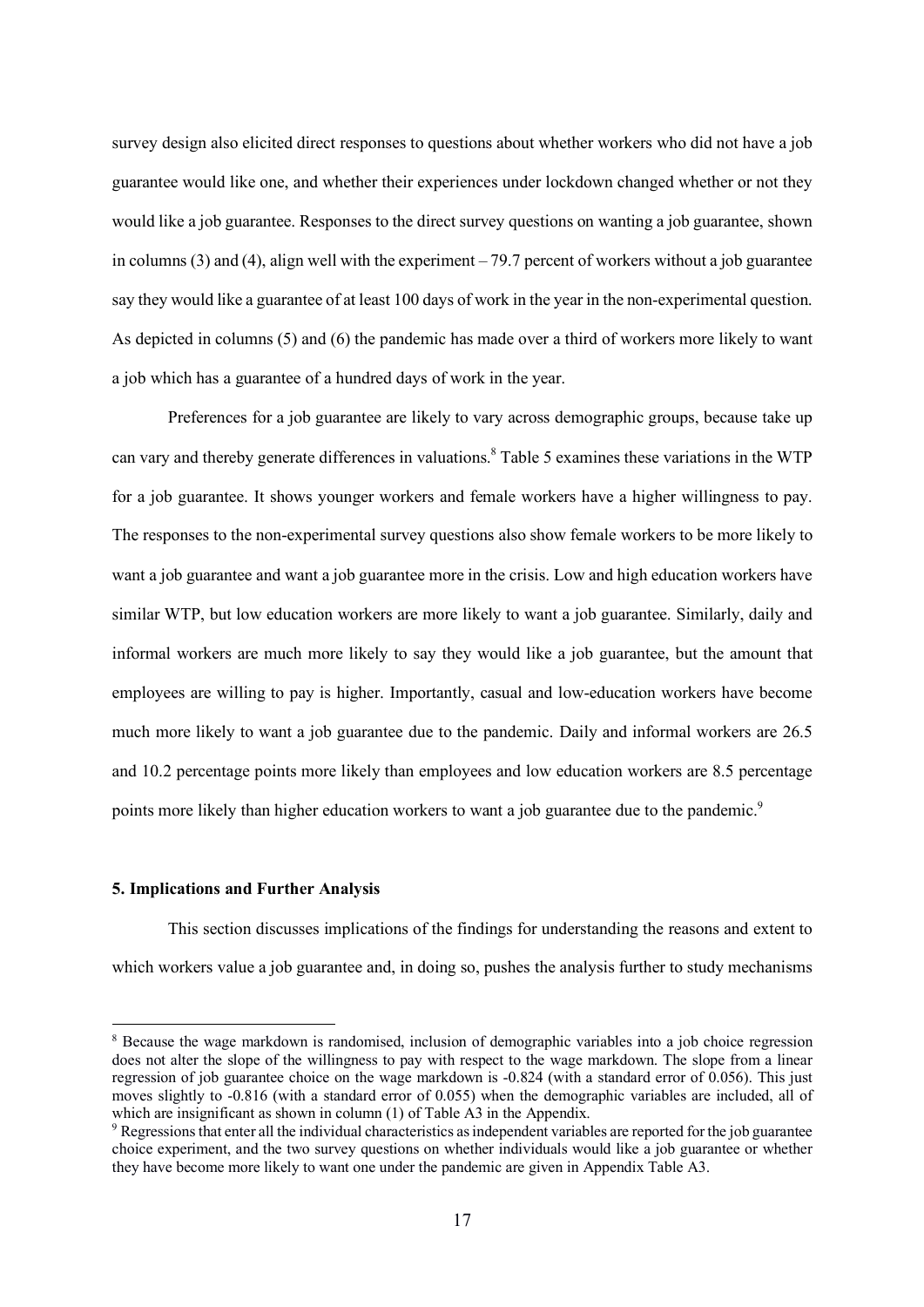survey design also elicited direct responses to questions about whether workers who did not have a job guarantee would like one, and whether their experiences under lockdown changed whether or not they would like a job guarantee. Responses to the direct survey questions on wanting a job guarantee, shown in columns (3) and (4), align well with the experiment – 79.7 percent of workers without a job guarantee say they would like a guarantee of at least 100 days of work in the year in the non-experimental question. As depicted in columns (5) and (6) the pandemic has made over a third of workers more likely to want a job which has a guarantee of a hundred days of work in the year.

Preferences for a job guarantee are likely to vary across demographic groups, because take up can vary and thereby generate differences in valuations.[8] Table 5 examines these variations in the WTP for a job guarantee. It shows younger workers and female workers have a higher willingness to pay. The responses to the non-experimental survey questions also show female workers to be more likely to want a job guarantee and want a job guarantee more in the crisis. Low and high education workers have similar WTP, but low education workers are more likely to want a job guarantee. Similarly, daily and informal workers are much more likely to say they would like a job guarantee, but the amount that employees are willing to pay is higher. Importantly, casual and low-education workers have become much more likely to want a job guarantee due to the pandemic. Daily and informal workers are 26.5 and 10.2 percentage points more likely than employees and low education workers are 8.5 percentage points more likely than higher education workers to want a job guarantee due to the pandemic.[9]

## 5. Implications and Further Analysis

This section discusses implications of the findings for understanding the reasons and extent to which workers value a job guarantee and, in doing so, pushes the analysis further to study mechanisms

---

[8] Because the wage markdown is randomised, inclusion of demographic variables into a job choice regression does not alter the slope of the willingness to pay with respect to the wage markdown. The slope from a linear regression of job guarantee choice on the wage markdown is -0.824 (with a standard error of 0.056). This just moves slightly to -0.816 (with a standard error of 0.055) when the demographic variables are included, all of which are insignificant as shown in column (1) of Table A3 in the Appendix.

[9] Regressions that enter all the individual characteristics as independent variables are reported for the job guarantee choice experiment, and the two survey questions on whether individuals would like a job guarantee or whether they have become more likely to want one under the pandemic are given in Appendix Table A3.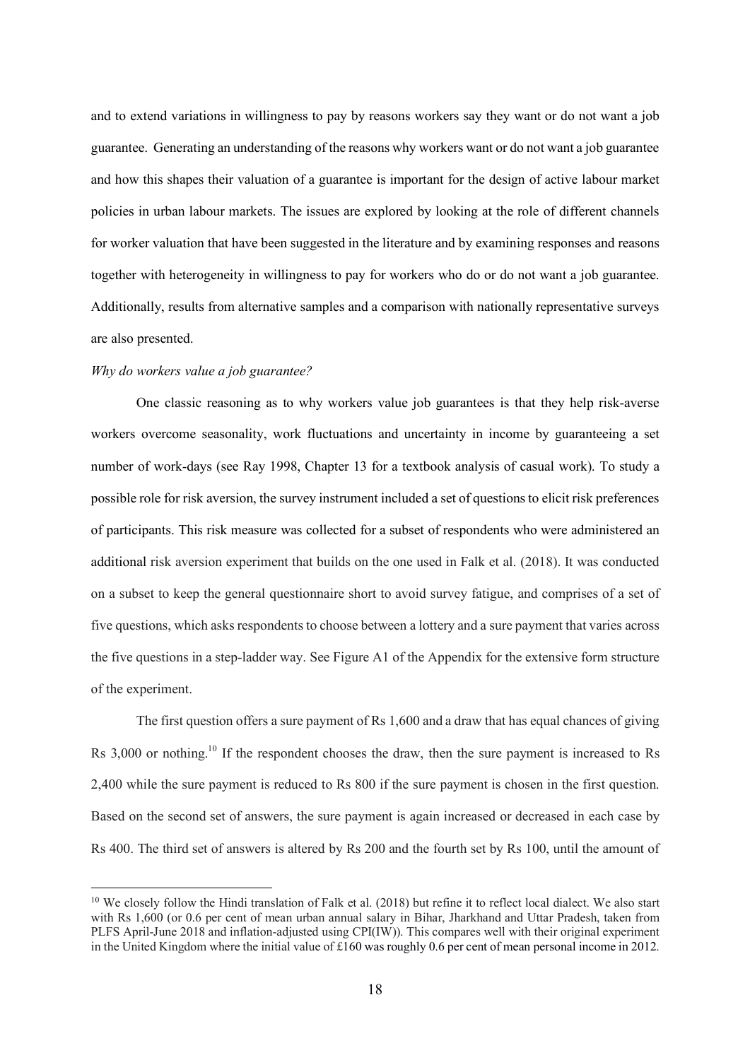and to extend variations in willingness to pay by reasons workers say they want or do not want a job guarantee. Generating an understanding of the reasons why workers want or do not want a job guarantee and how this shapes their valuation of a guarantee is important for the design of active labour market policies in urban labour markets. The issues are explored by looking at the role of different channels for worker valuation that have been suggested in the literature and by examining responses and reasons together with heterogeneity in willingness to pay for workers who do or do not want a job guarantee. Additionally, results from alternative samples and a comparison with nationally representative surveys are also presented.

*Why do workers value a job guarantee?*

One classic reasoning as to why workers value job guarantees is that they help risk-averse workers overcome seasonality, work fluctuations and uncertainty in income by guaranteeing a set number of work-days (see Ray 1998, Chapter 13 for a textbook analysis of casual work). To study a possible role for risk aversion, the survey instrument included a set of questions to elicit risk preferences of participants. This risk measure was collected for a subset of respondents who were administered an additional risk aversion experiment that builds on the one used in Falk et al. (2018). It was conducted on a subset to keep the general questionnaire short to avoid survey fatigue, and comprises of a set of five questions, which asks respondents to choose between a lottery and a sure payment that varies across the five questions in a step-ladder way. See Figure A1 of the Appendix for the extensive form structure of the experiment.

The first question offers a sure payment of Rs 1,600 and a draw that has equal chances of giving Rs 3,000 or nothing.[10] If the respondent chooses the draw, then the sure payment is increased to Rs 2,400 while the sure payment is reduced to Rs 800 if the sure payment is chosen in the first question. Based on the second set of answers, the sure payment is again increased or decreased in each case by Rs 400. The third set of answers is altered by Rs 200 and the fourth set by Rs 100, until the amount of

[10] We closely follow the Hindi translation of Falk et al. (2018) but refine it to reflect local dialect. We also start with Rs 1,600 (or 0.6 per cent of mean urban annual salary in Bihar, Jharkhand and Uttar Pradesh, taken from PLFS April-June 2018 and inflation-adjusted using CPI(IW)). This compares well with their original experiment in the United Kingdom where the initial value of £160 was roughly 0.6 per cent of mean personal income in 2012.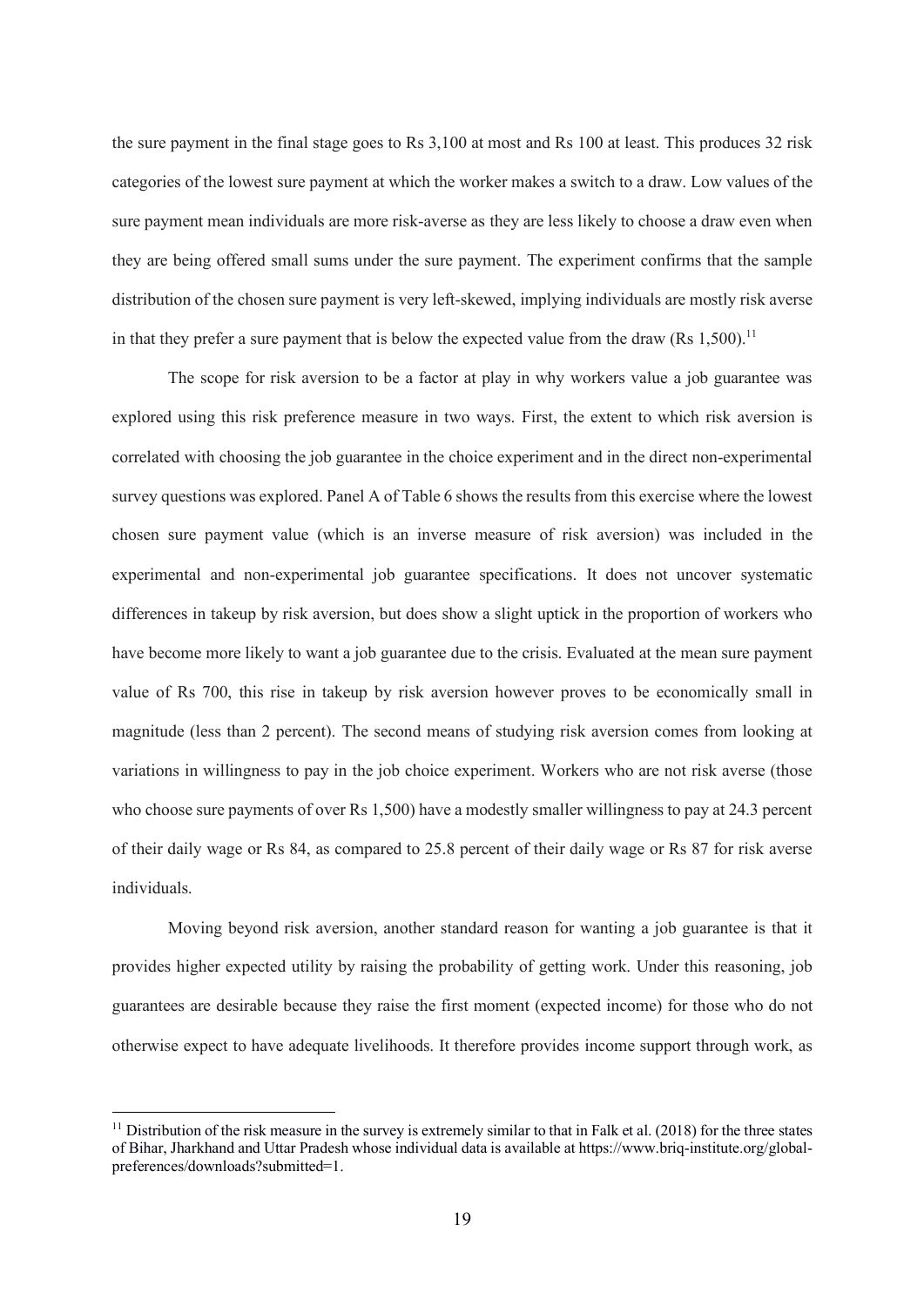the sure payment in the final stage goes to Rs 3,100 at most and Rs 100 at least. This produces 32 risk categories of the lowest sure payment at which the worker makes a switch to a draw. Low values of the sure payment mean individuals are more risk-averse as they are less likely to choose a draw even when they are being offered small sums under the sure payment. The experiment confirms that the sample distribution of the chosen sure payment is very left-skewed, implying individuals are mostly risk averse in that they prefer a sure payment that is below the expected value from the draw (Rs 1,500).[11]

The scope for risk aversion to be a factor at play in why workers value a job guarantee was explored using this risk preference measure in two ways. First, the extent to which risk aversion is correlated with choosing the job guarantee in the choice experiment and in the direct non-experimental survey questions was explored. Panel A of Table 6 shows the results from this exercise where the lowest chosen sure payment value (which is an inverse measure of risk aversion) was included in the experimental and non-experimental job guarantee specifications. It does not uncover systematic differences in takeup by risk aversion, but does show a slight uptick in the proportion of workers who have become more likely to want a job guarantee due to the crisis. Evaluated at the mean sure payment value of Rs 700, this rise in takeup by risk aversion however proves to be economically small in magnitude (less than 2 percent). The second means of studying risk aversion comes from looking at variations in willingness to pay in the job choice experiment. Workers who are not risk averse (those who choose sure payments of over Rs 1,500) have a modestly smaller willingness to pay at 24.3 percent of their daily wage or Rs 84, as compared to 25.8 percent of their daily wage or Rs 87 for risk averse individuals.

Moving beyond risk aversion, another standard reason for wanting a job guarantee is that it provides higher expected utility by raising the probability of getting work. Under this reasoning, job guarantees are desirable because they raise the first moment (expected income) for those who do not otherwise expect to have adequate livelihoods. It therefore provides income support through work, as

[11] Distribution of the risk measure in the survey is extremely similar to that in Falk et al. (2018) for the three states of Bihar, Jharkhand and Uttar Pradesh whose individual data is available at https://www.briq-institute.org/global-preferences/downloads?submitted=1.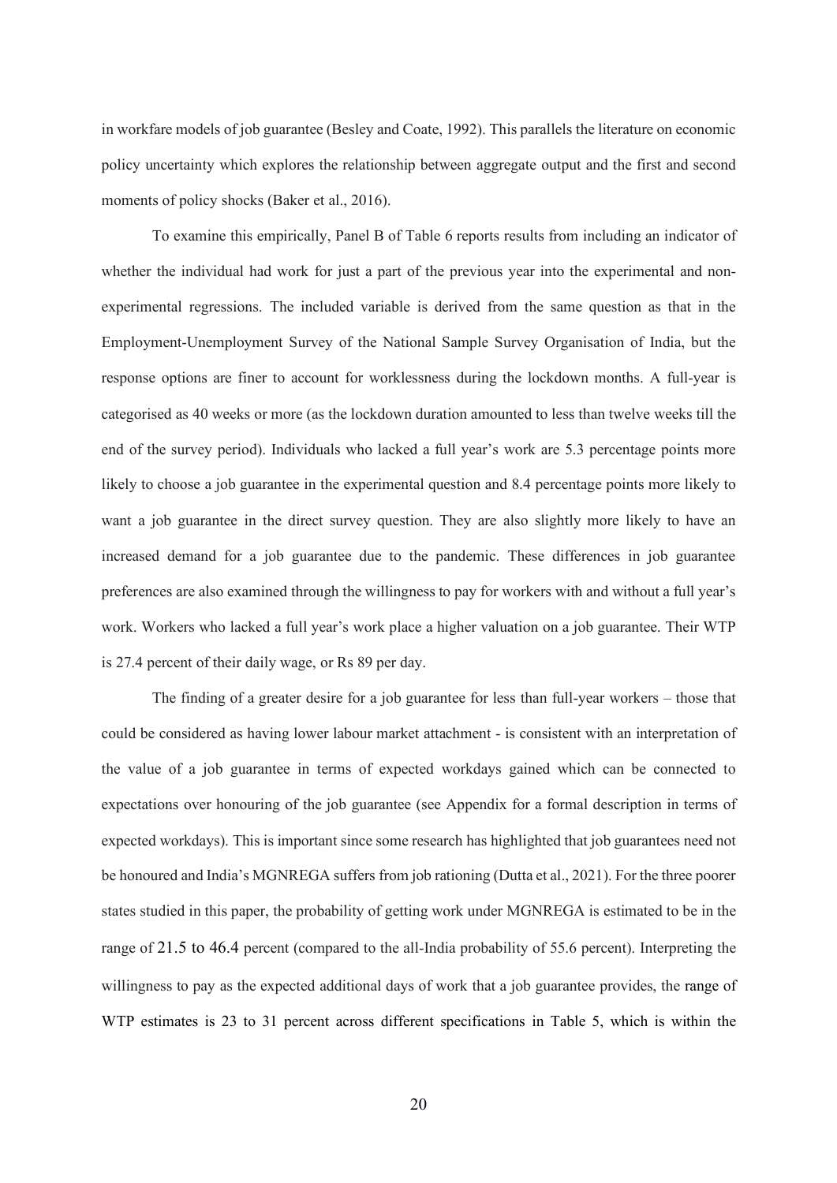in workfare models of job guarantee (Besley and Coate, 1992). This parallels the literature on economic policy uncertainty which explores the relationship between aggregate output and the first and second moments of policy shocks (Baker et al., 2016).

To examine this empirically, Panel B of Table 6 reports results from including an indicator of whether the individual had work for just a part of the previous year into the experimental and non-experimental regressions. The included variable is derived from the same question as that in the Employment-Unemployment Survey of the National Sample Survey Organisation of India, but the response options are finer to account for worklessness during the lockdown months. A full-year is categorised as 40 weeks or more (as the lockdown duration amounted to less than twelve weeks till the end of the survey period). Individuals who lacked a full year's work are 5.3 percentage points more likely to choose a job guarantee in the experimental question and 8.4 percentage points more likely to want a job guarantee in the direct survey question. They are also slightly more likely to have an increased demand for a job guarantee due to the pandemic. These differences in job guarantee preferences are also examined through the willingness to pay for workers with and without a full year's work. Workers who lacked a full year's work place a higher valuation on a job guarantee. Their WTP is 27.4 percent of their daily wage, or Rs 89 per day.

The finding of a greater desire for a job guarantee for less than full-year workers – those that could be considered as having lower labour market attachment - is consistent with an interpretation of the value of a job guarantee in terms of expected workdays gained which can be connected to expectations over honouring of the job guarantee (see Appendix for a formal description in terms of expected workdays). This is important since some research has highlighted that job guarantees need not be honoured and India's MGNREGA suffers from job rationing (Dutta et al., 2021). For the three poorer states studied in this paper, the probability of getting work under MGNREGA is estimated to be in the range of 21.5 to 46.4 percent (compared to the all-India probability of 55.6 percent). Interpreting the willingness to pay as the expected additional days of work that a job guarantee provides, the range of WTP estimates is 23 to 31 percent across different specifications in Table 5, which is within the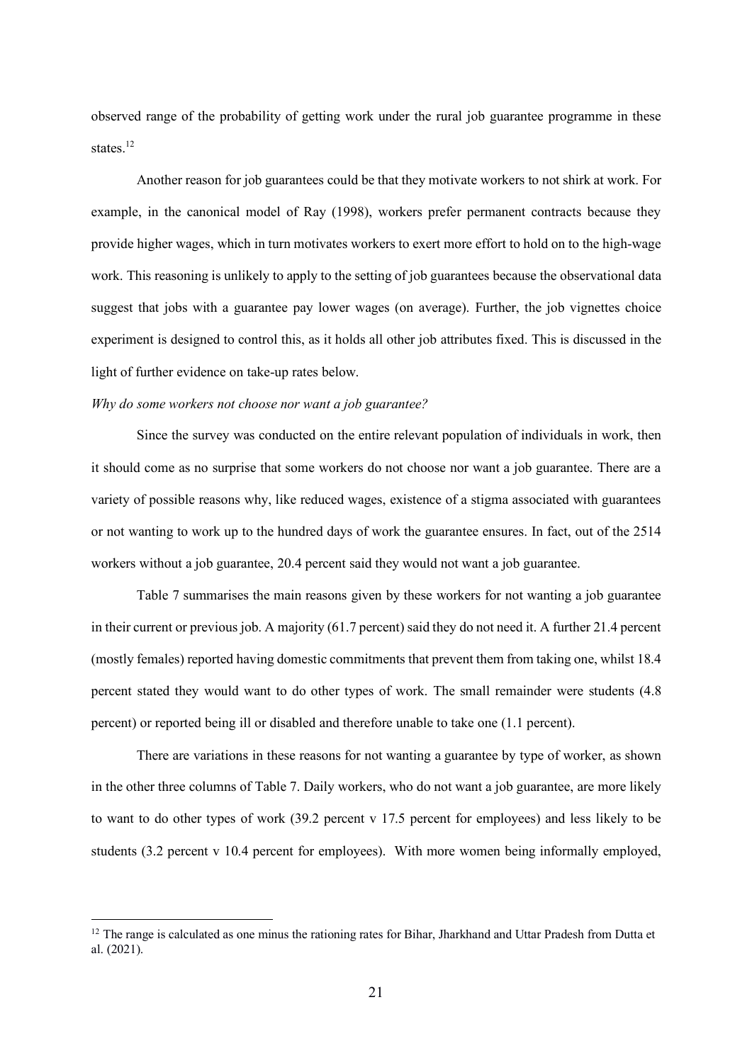observed range of the probability of getting work under the rural job guarantee programme in these states.[12]

Another reason for job guarantees could be that they motivate workers to not shirk at work. For example, in the canonical model of Ray (1998), workers prefer permanent contracts because they provide higher wages, which in turn motivates workers to exert more effort to hold on to the high-wage work. This reasoning is unlikely to apply to the setting of job guarantees because the observational data suggest that jobs with a guarantee pay lower wages (on average). Further, the job vignettes choice experiment is designed to control this, as it holds all other job attributes fixed. This is discussed in the light of further evidence on take-up rates below.

*Why do some workers not choose nor want a job guarantee?*

Since the survey was conducted on the entire relevant population of individuals in work, then it should come as no surprise that some workers do not choose nor want a job guarantee. There are a variety of possible reasons why, like reduced wages, existence of a stigma associated with guarantees or not wanting to work up to the hundred days of work the guarantee ensures. In fact, out of the 2514 workers without a job guarantee, 20.4 percent said they would not want a job guarantee.

Table 7 summarises the main reasons given by these workers for not wanting a job guarantee in their current or previous job. A majority (61.7 percent) said they do not need it. A further 21.4 percent (mostly females) reported having domestic commitments that prevent them from taking one, whilst 18.4 percent stated they would want to do other types of work. The small remainder were students (4.8 percent) or reported being ill or disabled and therefore unable to take one (1.1 percent).

There are variations in these reasons for not wanting a guarantee by type of worker, as shown in the other three columns of Table 7. Daily workers, who do not want a job guarantee, are more likely to want to do other types of work (39.2 percent v 17.5 percent for employees) and less likely to be students (3.2 percent v 10.4 percent for employees). With more women being informally employed,

---

[12] The range is calculated as one minus the rationing rates for Bihar, Jharkhand and Uttar Pradesh from Dutta et al. (2021).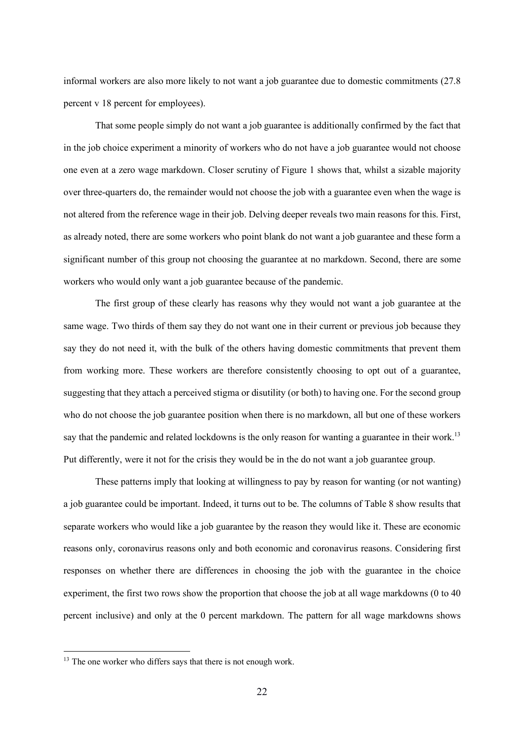informal workers are also more likely to not want a job guarantee due to domestic commitments (27.8 percent v 18 percent for employees).

That some people simply do not want a job guarantee is additionally confirmed by the fact that in the job choice experiment a minority of workers who do not have a job guarantee would not choose one even at a zero wage markdown. Closer scrutiny of Figure 1 shows that, whilst a sizable majority over three-quarters do, the remainder would not choose the job with a guarantee even when the wage is not altered from the reference wage in their job. Delving deeper reveals two main reasons for this. First, as already noted, there are some workers who point blank do not want a job guarantee and these form a significant number of this group not choosing the guarantee at no markdown. Second, there are some workers who would only want a job guarantee because of the pandemic.

The first group of these clearly has reasons why they would not want a job guarantee at the same wage. Two thirds of them say they do not want one in their current or previous job because they say they do not need it, with the bulk of the others having domestic commitments that prevent them from working more. These workers are therefore consistently choosing to opt out of a guarantee, suggesting that they attach a perceived stigma or disutility (or both) to having one. For the second group who do not choose the job guarantee position when there is no markdown, all but one of these workers say that the pandemic and related lockdowns is the only reason for wanting a guarantee in their work.[13] Put differently, were it not for the crisis they would be in the do not want a job guarantee group.

These patterns imply that looking at willingness to pay by reason for wanting (or not wanting) a job guarantee could be important. Indeed, it turns out to be. The columns of Table 8 show results that separate workers who would like a job guarantee by the reason they would like it. These are economic reasons only, coronavirus reasons only and both economic and coronavirus reasons. Considering first responses on whether there are differences in choosing the job with the guarantee in the choice experiment, the first two rows show the proportion that choose the job at all wage markdowns (0 to 40 percent inclusive) and only at the 0 percent markdown. The pattern for all wage markdowns shows

[13] The one worker who differs says that there is not enough work.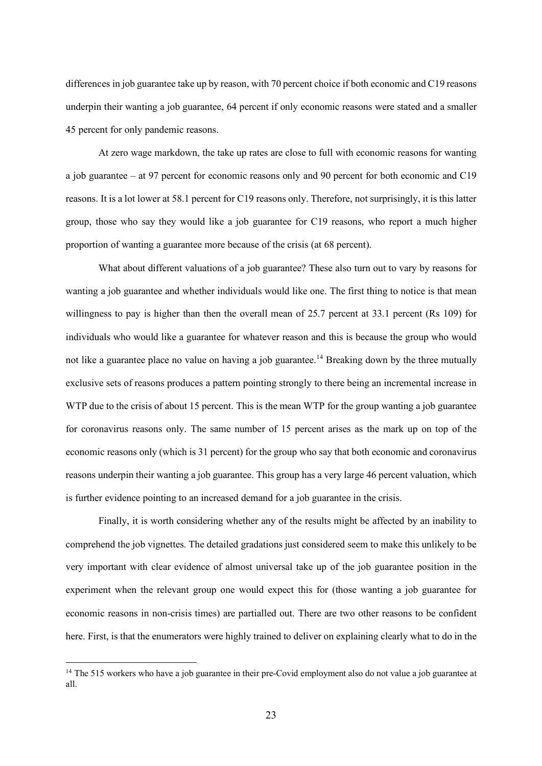differences in job guarantee take up by reason, with 70 percent choice if both economic and C19 reasons underpin their wanting a job guarantee, 64 percent if only economic reasons were stated and a smaller 45 percent for only pandemic reasons.

At zero wage markdown, the take up rates are close to full with economic reasons for wanting a job guarantee – at 97 percent for economic reasons only and 90 percent for both economic and C19 reasons. It is a lot lower at 58.1 percent for C19 reasons only. Therefore, not surprisingly, it is this latter group, those who say they would like a job guarantee for C19 reasons, who report a much higher proportion of wanting a guarantee more because of the crisis (at 68 percent).

What about different valuations of a job guarantee? These also turn out to vary by reasons for wanting a job guarantee and whether individuals would like one. The first thing to notice is that mean willingness to pay is higher than then the overall mean of 25.7 percent at 33.1 percent (Rs 109) for individuals who would like a guarantee for whatever reason and this is because the group who would not like a guarantee place no value on having a job guarantee.[14] Breaking down by the three mutually exclusive sets of reasons produces a pattern pointing strongly to there being an incremental increase in WTP due to the crisis of about 15 percent. This is the mean WTP for the group wanting a job guarantee for coronavirus reasons only. The same number of 15 percent arises as the mark up on top of the economic reasons only (which is 31 percent) for the group who say that both economic and coronavirus reasons underpin their wanting a job guarantee. This group has a very large 46 percent valuation, which is further evidence pointing to an increased demand for a job guarantee in the crisis.

Finally, it is worth considering whether any of the results might be affected by an inability to comprehend the job vignettes. The detailed gradations just considered seem to make this unlikely to be very important with clear evidence of almost universal take up of the job guarantee position in the experiment when the relevant group one would expect this for (those wanting a job guarantee for economic reasons in non-crisis times) are partialled out. There are two other reasons to be confident here. First, is that the enumerators were highly trained to deliver on explaining clearly what to do in the

[14] The 515 workers who have a job guarantee in their pre-Covid employment also do not value a job guarantee at all.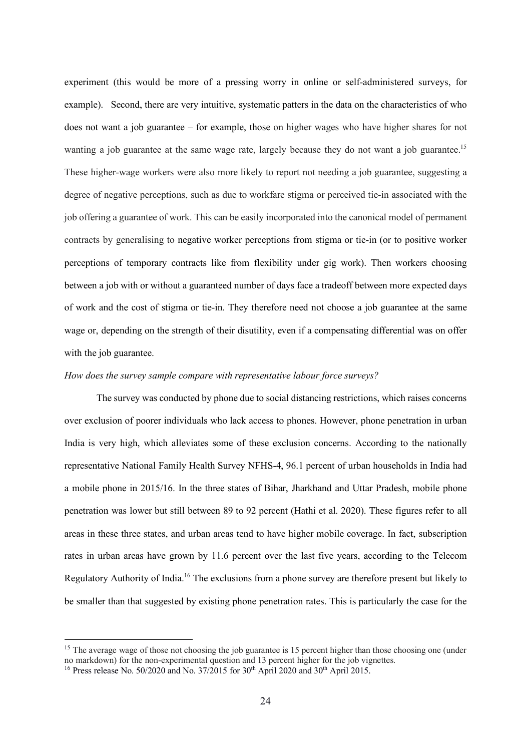experiment (this would be more of a pressing worry in online or self-administered surveys, for example). Second, there are very intuitive, systematic patters in the data on the characteristics of who does not want a job guarantee – for example, those on higher wages who have higher shares for not wanting a job guarantee at the same wage rate, largely because they do not want a job guarantee.[15] These higher-wage workers were also more likely to report not needing a job guarantee, suggesting a degree of negative perceptions, such as due to workfare stigma or perceived tie-in associated with the job offering a guarantee of work. This can be easily incorporated into the canonical model of permanent contracts by generalising to negative worker perceptions from stigma or tie-in (or to positive worker perceptions of temporary contracts like from flexibility under gig work). Then workers choosing between a job with or without a guaranteed number of days face a tradeoff between more expected days of work and the cost of stigma or tie-in. They therefore need not choose a job guarantee at the same wage or, depending on the strength of their disutility, even if a compensating differential was on offer with the job guarantee.

*How does the survey sample compare with representative labour force surveys?*

The survey was conducted by phone due to social distancing restrictions, which raises concerns over exclusion of poorer individuals who lack access to phones. However, phone penetration in urban India is very high, which alleviates some of these exclusion concerns. According to the nationally representative National Family Health Survey NFHS-4, 96.1 percent of urban households in India had a mobile phone in 2015/16. In the three states of Bihar, Jharkhand and Uttar Pradesh, mobile phone penetration was lower but still between 89 to 92 percent (Hathi et al. 2020). These figures refer to all areas in these three states, and urban areas tend to have higher mobile coverage. In fact, subscription rates in urban areas have grown by 11.6 percent over the last five years, according to the Telecom Regulatory Authority of India.[16] The exclusions from a phone survey are therefore present but likely to be smaller than that suggested by existing phone penetration rates. This is particularly the case for the

[15] The average wage of those not choosing the job guarantee is 15 percent higher than those choosing one (under no markdown) for the non-experimental question and 13 percent higher for the job vignettes.

[16] Press release No. 50/2020 and No. 37/2015 for 30th April 2020 and 30th April 2015.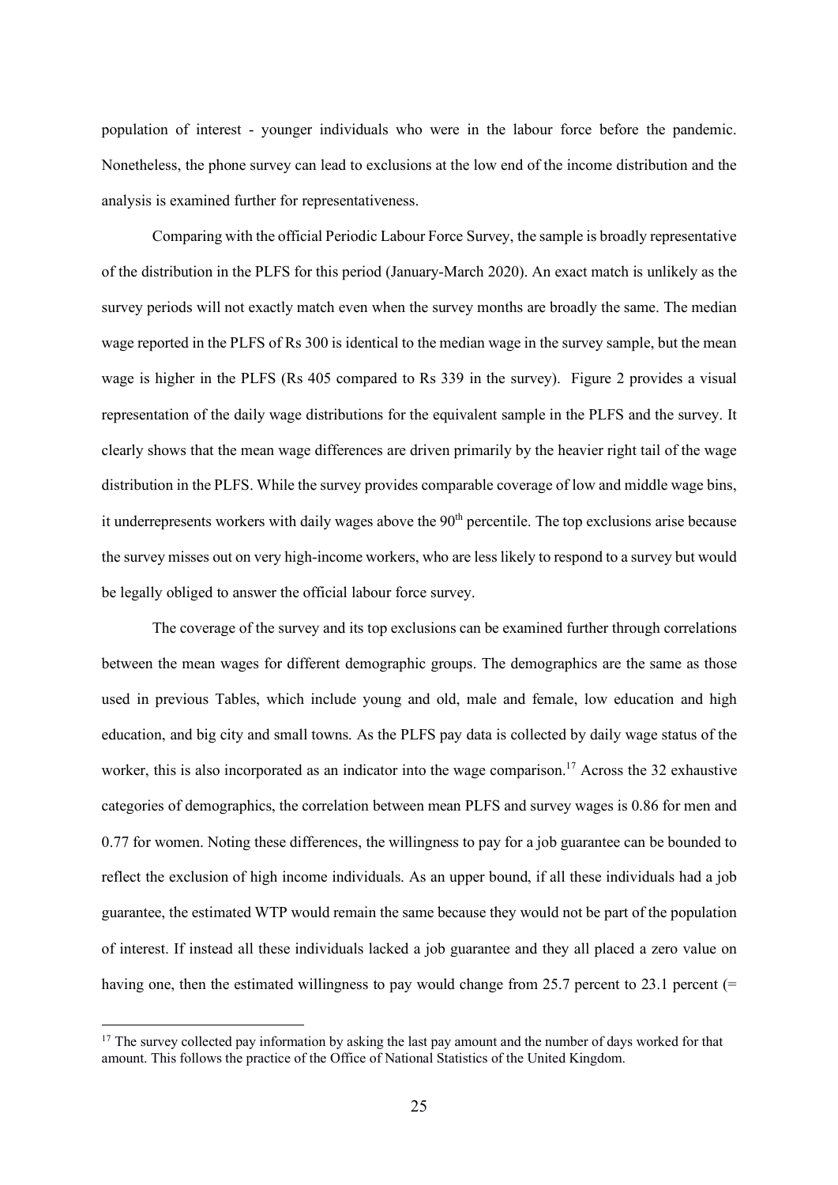population of interest - younger individuals who were in the labour force before the pandemic. Nonetheless, the phone survey can lead to exclusions at the low end of the income distribution and the analysis is examined further for representativeness.

Comparing with the official Periodic Labour Force Survey, the sample is broadly representative of the distribution in the PLFS for this period (January-March 2020). An exact match is unlikely as the survey periods will not exactly match even when the survey months are broadly the same. The median wage reported in the PLFS of Rs 300 is identical to the median wage in the survey sample, but the mean wage is higher in the PLFS (Rs 405 compared to Rs 339 in the survey). Figure 2 provides a visual representation of the daily wage distributions for the equivalent sample in the PLFS and the survey. It clearly shows that the mean wage differences are driven primarily by the heavier right tail of the wage distribution in the PLFS. While the survey provides comparable coverage of low and middle wage bins, it underrepresents workers with daily wages above the 90th percentile. The top exclusions arise because the survey misses out on very high-income workers, who are less likely to respond to a survey but would be legally obliged to answer the official labour force survey.

The coverage of the survey and its top exclusions can be examined further through correlations between the mean wages for different demographic groups. The demographics are the same as those used in previous Tables, which include young and old, male and female, low education and high education, and big city and small towns. As the PLFS pay data is collected by daily wage status of the worker, this is also incorporated as an indicator into the wage comparison.[17] Across the 32 exhaustive categories of demographics, the correlation between mean PLFS and survey wages is 0.86 for men and 0.77 for women. Noting these differences, the willingness to pay for a job guarantee can be bounded to reflect the exclusion of high income individuals. As an upper bound, if all these individuals had a job guarantee, the estimated WTP would remain the same because they would not be part of the population of interest. If instead all these individuals lacked a job guarantee and they all placed a zero value on having one, then the estimated willingness to pay would change from 25.7 percent to 23.1 percent (=

[17] The survey collected pay information by asking the last pay amount and the number of days worked for that amount. This follows the practice of the Office of National Statistics of the United Kingdom.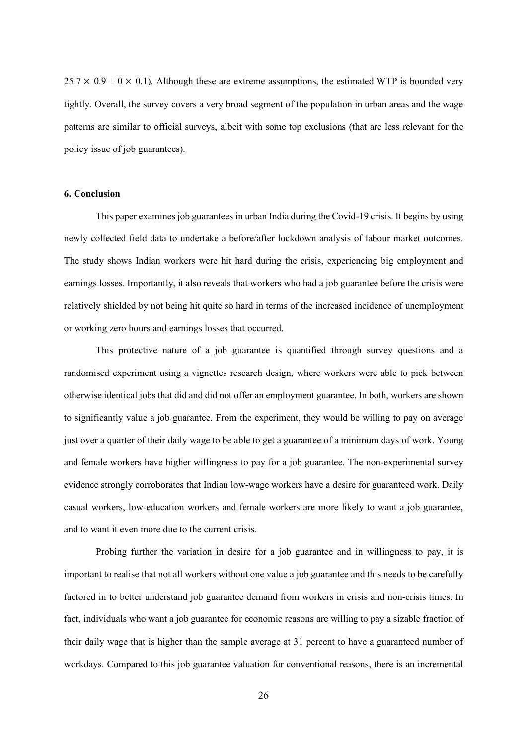$25.7 \times 0.9 + 0 \times 0.1$). Although these are extreme assumptions, the estimated WTP is bounded very tightly. Overall, the survey covers a very broad segment of the population in urban areas and the wage patterns are similar to official surveys, albeit with some top exclusions (that are less relevant for the policy issue of job guarantees).

## 6. Conclusion

This paper examines job guarantees in urban India during the Covid-19 crisis. It begins by using newly collected field data to undertake a before/after lockdown analysis of labour market outcomes. The study shows Indian workers were hit hard during the crisis, experiencing big employment and earnings losses. Importantly, it also reveals that workers who had a job guarantee before the crisis were relatively shielded by not being hit quite so hard in terms of the increased incidence of unemployment or working zero hours and earnings losses that occurred.

This protective nature of a job guarantee is quantified through survey questions and a randomised experiment using a vignettes research design, where workers were able to pick between otherwise identical jobs that did and did not offer an employment guarantee. In both, workers are shown to significantly value a job guarantee. From the experiment, they would be willing to pay on average just over a quarter of their daily wage to be able to get a guarantee of a minimum days of work. Young and female workers have higher willingness to pay for a job guarantee. The non-experimental survey evidence strongly corroborates that Indian low-wage workers have a desire for guaranteed work. Daily casual workers, low-education workers and female workers are more likely to want a job guarantee, and to want it even more due to the current crisis.

Probing further the variation in desire for a job guarantee and in willingness to pay, it is important to realise that not all workers without one value a job guarantee and this needs to be carefully factored in to better understand job guarantee demand from workers in crisis and non-crisis times. In fact, individuals who want a job guarantee for economic reasons are willing to pay a sizable fraction of their daily wage that is higher than the sample average at 31 percent to have a guaranteed number of workdays. Compared to this job guarantee valuation for conventional reasons, there is an incremental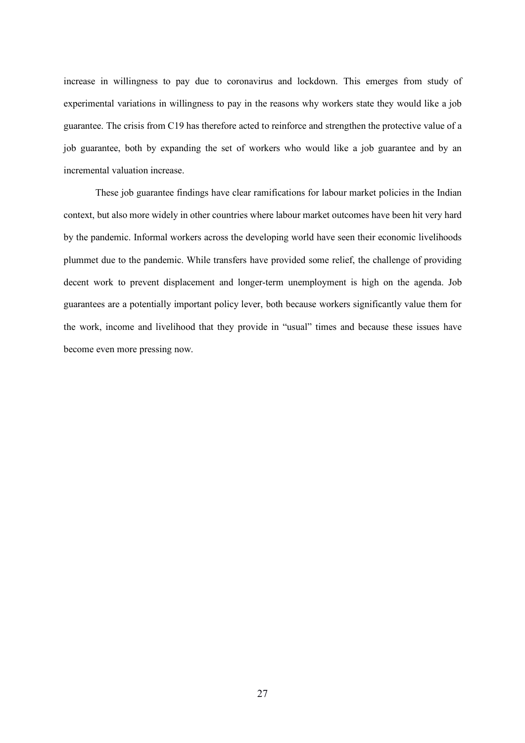increase in willingness to pay due to coronavirus and lockdown. This emerges from study of experimental variations in willingness to pay in the reasons why workers state they would like a job guarantee. The crisis from C19 has therefore acted to reinforce and strengthen the protective value of a job guarantee, both by expanding the set of workers who would like a job guarantee and by an incremental valuation increase.

These job guarantee findings have clear ramifications for labour market policies in the Indian context, but also more widely in other countries where labour market outcomes have been hit very hard by the pandemic. Informal workers across the developing world have seen their economic livelihoods plummet due to the pandemic. While transfers have provided some relief, the challenge of providing decent work to prevent displacement and longer-term unemployment is high on the agenda. Job guarantees are a potentially important policy lever, both because workers significantly value them for the work, income and livelihood that they provide in "usual" times and because these issues have become even more pressing now.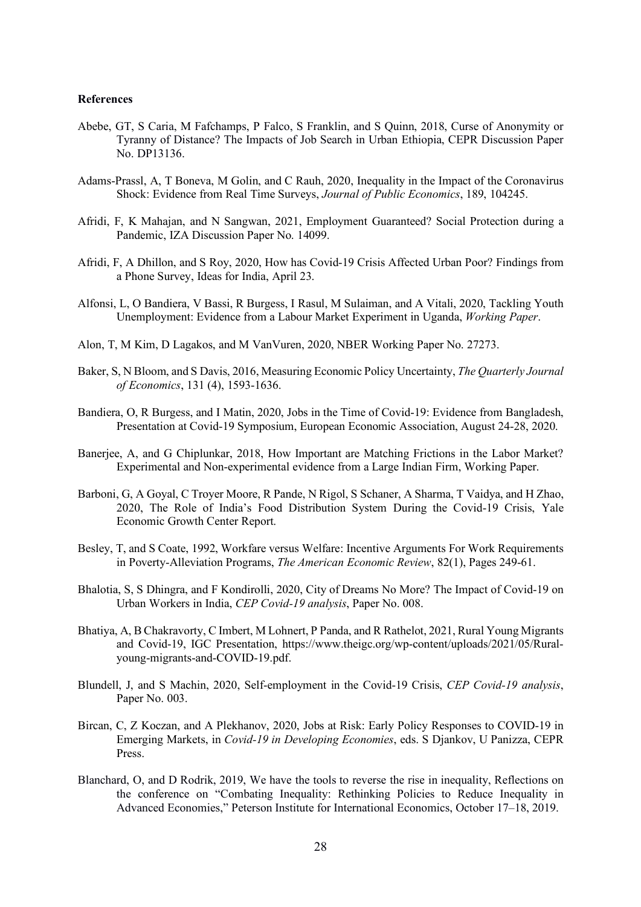**References**

Abebe, GT, S Caria, M Fafchamps, P Falco, S Franklin, and S Quinn, 2018, Curse of Anonymity or Tyranny of Distance? The Impacts of Job Search in Urban Ethiopia, CEPR Discussion Paper No. DP13136.

Adams-Prassl, A, T Boneva, M Golin, and C Rauh, 2020, Inequality in the Impact of the Coronavirus Shock: Evidence from Real Time Surveys, *Journal of Public Economics*, 189, 104245.

Afridi, F, K Mahajan, and N Sangwan, 2021, Employment Guaranteed? Social Protection during a Pandemic, IZA Discussion Paper No. 14099.

Afridi, F, A Dhillon, and S Roy, 2020, How has Covid-19 Crisis Affected Urban Poor? Findings from a Phone Survey, Ideas for India, April 23.

Alfonsi, L, O Bandiera, V Bassi, R Burgess, I Rasul, M Sulaiman, and A Vitali, 2020, Tackling Youth Unemployment: Evidence from a Labour Market Experiment in Uganda, *Working Paper*.

Alon, T, M Kim, D Lagakos, and M VanVuren, 2020, NBER Working Paper No. 27273.

Baker, S, N Bloom, and S Davis, 2016, Measuring Economic Policy Uncertainty, *The Quarterly Journal of Economics*, 131 (4), 1593-1636.

Bandiera, O, R Burgess, and I Matin, 2020, Jobs in the Time of Covid-19: Evidence from Bangladesh, Presentation at Covid-19 Symposium, European Economic Association, August 24-28, 2020.

Banerjee, A, and G Chiplunkar, 2018, How Important are Matching Frictions in the Labor Market? Experimental and Non-experimental evidence from a Large Indian Firm, Working Paper.

Barboni, G, A Goyal, C Troyer Moore, R Pande, N Rigol, S Schaner, A Sharma, T Vaidya, and H Zhao, 2020, The Role of India's Food Distribution System During the Covid-19 Crisis, Yale Economic Growth Center Report.

Besley, T, and S Coate, 1992, Workfare versus Welfare: Incentive Arguments For Work Requirements in Poverty-Alleviation Programs, *The American Economic Review*, 82(1), Pages 249-61.

Bhalotia, S, S Dhingra, and F Kondirolli, 2020, City of Dreams No More? The Impact of Covid-19 on Urban Workers in India, *CEP Covid-19 analysis*, Paper No. 008.

Bhatiya, A, B Chakravorty, C Imbert, M Lohnert, P Panda, and R Rathelot, 2021, Rural Young Migrants and Covid-19, IGC Presentation, https://www.theigc.org/wp-content/uploads/2021/05/Rural-young-migrants-and-COVID-19.pdf.

Blundell, J, and S Machin, 2020, Self-employment in the Covid-19 Crisis, *CEP Covid-19 analysis*, Paper No. 003.

Bircan, C, Z Koczan, and A Plekhanov, 2020, Jobs at Risk: Early Policy Responses to COVID-19 in Emerging Markets, in *Covid-19 in Developing Economies*, eds. S Djankov, U Panizza, CEPR Press.

Blanchard, O, and D Rodrik, 2019, We have the tools to reverse the rise in inequality, Reflections on the conference on "Combating Inequality: Rethinking Policies to Reduce Inequality in Advanced Economies," Peterson Institute for International Economics, October 17–18, 2019.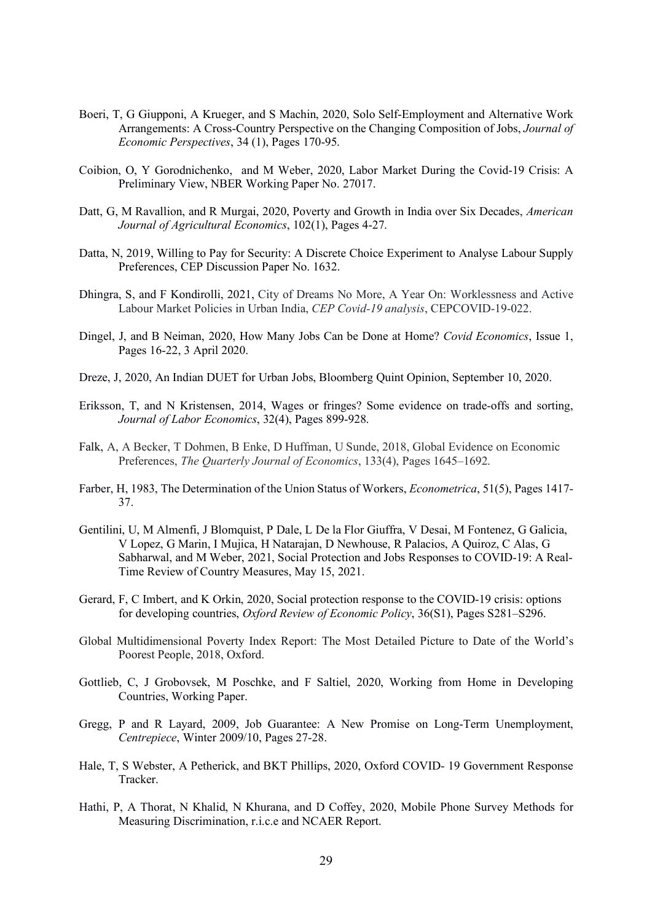Boeri, T, G Giupponi, A Krueger, and S Machin, 2020, Solo Self-Employment and Alternative Work Arrangements: A Cross-Country Perspective on the Changing Composition of Jobs, *Journal of Economic Perspectives*, 34 (1), Pages 170-95.

Coibion, O, Y Gorodnichenko, and M Weber, 2020, Labor Market During the Covid-19 Crisis: A Preliminary View, NBER Working Paper No. 27017.

Datt, G, M Ravallion, and R Murgai, 2020, Poverty and Growth in India over Six Decades, *American Journal of Agricultural Economics*, 102(1), Pages 4-27.

Datta, N, 2019, Willing to Pay for Security: A Discrete Choice Experiment to Analyse Labour Supply Preferences, CEP Discussion Paper No. 1632.

Dhingra, S, and F Kondirolli, 2021, City of Dreams No More, A Year On: Worklessness and Active Labour Market Policies in Urban India, *CEP Covid-19 analysis*, CEPCOVID-19-022.

Dingel, J, and B Neiman, 2020, How Many Jobs Can be Done at Home? *Covid Economics*, Issue 1, Pages 16-22, 3 April 2020.

Dreze, J, 2020, An Indian DUET for Urban Jobs, Bloomberg Quint Opinion, September 10, 2020.

Eriksson, T, and N Kristensen, 2014, Wages or fringes? Some evidence on trade-offs and sorting, *Journal of Labor Economics*, 32(4), Pages 899-928.

Falk, A, A Becker, T Dohmen, B Enke, D Huffman, U Sunde, 2018, Global Evidence on Economic Preferences, *The Quarterly Journal of Economics*, 133(4), Pages 1645–1692.

Farber, H, 1983, The Determination of the Union Status of Workers, *Econometrica*, 51(5), Pages 1417-37.

Gentilini, U, M Almenfi, J Blomquist, P Dale, L De la Flor Giuffra, V Desai, M Fontenez, G Galicia, V Lopez, G Marin, I Mujica, H Natarajan, D Newhouse, R Palacios, A Quiroz, C Alas, G Sabharwal, and M Weber, 2021, Social Protection and Jobs Responses to COVID-19: A Real-Time Review of Country Measures, May 15, 2021.

Gerard, F, C Imbert, and K Orkin, 2020, Social protection response to the COVID-19 crisis: options for developing countries, *Oxford Review of Economic Policy*, 36(S1), Pages S281–S296.

Global Multidimensional Poverty Index Report: The Most Detailed Picture to Date of the World's Poorest People, 2018, Oxford.

Gottlieb, C, J Grobovsek, M Poschke, and F Saltiel, 2020, Working from Home in Developing Countries, Working Paper.

Gregg, P and R Layard, 2009, Job Guarantee: A New Promise on Long-Term Unemployment, *Centrepiece*, Winter 2009/10, Pages 27-28.

Hale, T, S Webster, A Petherick, and BKT Phillips, 2020, Oxford COVID- 19 Government Response Tracker.

Hathi, P, A Thorat, N Khalid, N Khurana, and D Coffey, 2020, Mobile Phone Survey Methods for Measuring Discrimination, r.i.c.e and NCAER Report.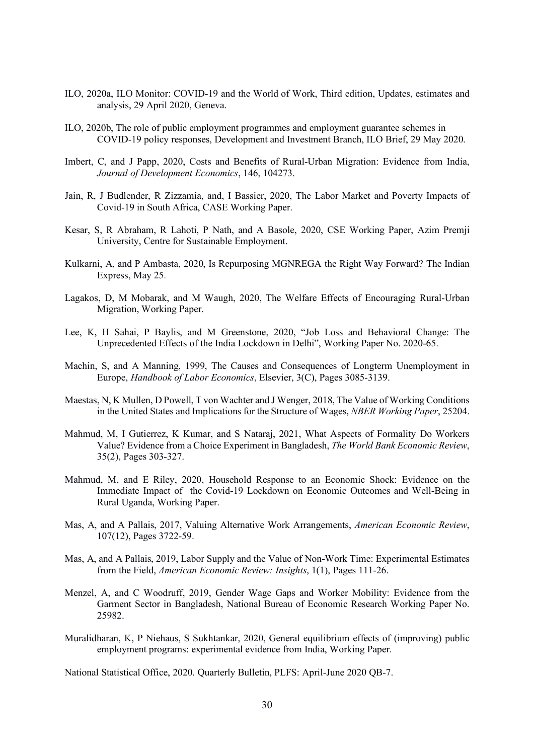ILO, 2020a, ILO Monitor: COVID-19 and the World of Work, Third edition, Updates, estimates and analysis, 29 April 2020, Geneva.

ILO, 2020b, The role of public employment programmes and employment guarantee schemes in COVID-19 policy responses, Development and Investment Branch, ILO Brief, 29 May 2020.

Imbert, C, and J Papp, 2020, Costs and Benefits of Rural-Urban Migration: Evidence from India, *Journal of Development Economics*, 146, 104273.

Jain, R, J Budlender, R Zizzamia, and, I Bassier, 2020, The Labor Market and Poverty Impacts of Covid-19 in South Africa, CASE Working Paper.

Kesar, S, R Abraham, R Lahoti, P Nath, and A Basole, 2020, CSE Working Paper, Azim Premji University, Centre for Sustainable Employment.

Kulkarni, A, and P Ambasta, 2020, Is Repurposing MGNREGA the Right Way Forward? The Indian Express, May 25.

Lagakos, D, M Mobarak, and M Waugh, 2020, The Welfare Effects of Encouraging Rural-Urban Migration, Working Paper.

Lee, K, H Sahai, P Baylis, and M Greenstone, 2020, "Job Loss and Behavioral Change: The Unprecedented Effects of the India Lockdown in Delhi", Working Paper No. 2020-65.

Machin, S, and A Manning, 1999, The Causes and Consequences of Longterm Unemployment in Europe, *Handbook of Labor Economics*, Elsevier, 3(C), Pages 3085-3139.

Maestas, N, K Mullen, D Powell, T von Wachter and J Wenger, 2018, The Value of Working Conditions in the United States and Implications for the Structure of Wages, *NBER Working Paper*, 25204.

Mahmud, M, I Gutierrez, K Kumar, and S Nataraj, 2021, What Aspects of Formality Do Workers Value? Evidence from a Choice Experiment in Bangladesh, *The World Bank Economic Review*, 35(2), Pages 303-327.

Mahmud, M, and E Riley, 2020, Household Response to an Economic Shock: Evidence on the Immediate Impact of the Covid-19 Lockdown on Economic Outcomes and Well-Being in Rural Uganda, Working Paper.

Mas, A, and A Pallais, 2017, Valuing Alternative Work Arrangements, *American Economic Review*, 107(12), Pages 3722-59.

Mas, A, and A Pallais, 2019, Labor Supply and the Value of Non-Work Time: Experimental Estimates from the Field, *American Economic Review: Insights*, 1(1), Pages 111-26.

Menzel, A, and C Woodruff, 2019, Gender Wage Gaps and Worker Mobility: Evidence from the Garment Sector in Bangladesh, National Bureau of Economic Research Working Paper No. 25982.

Muralidharan, K, P Niehaus, S Sukhtankar, 2020, General equilibrium effects of (improving) public employment programs: experimental evidence from India, Working Paper.

National Statistical Office, 2020. Quarterly Bulletin, PLFS: April-June 2020 QB-7.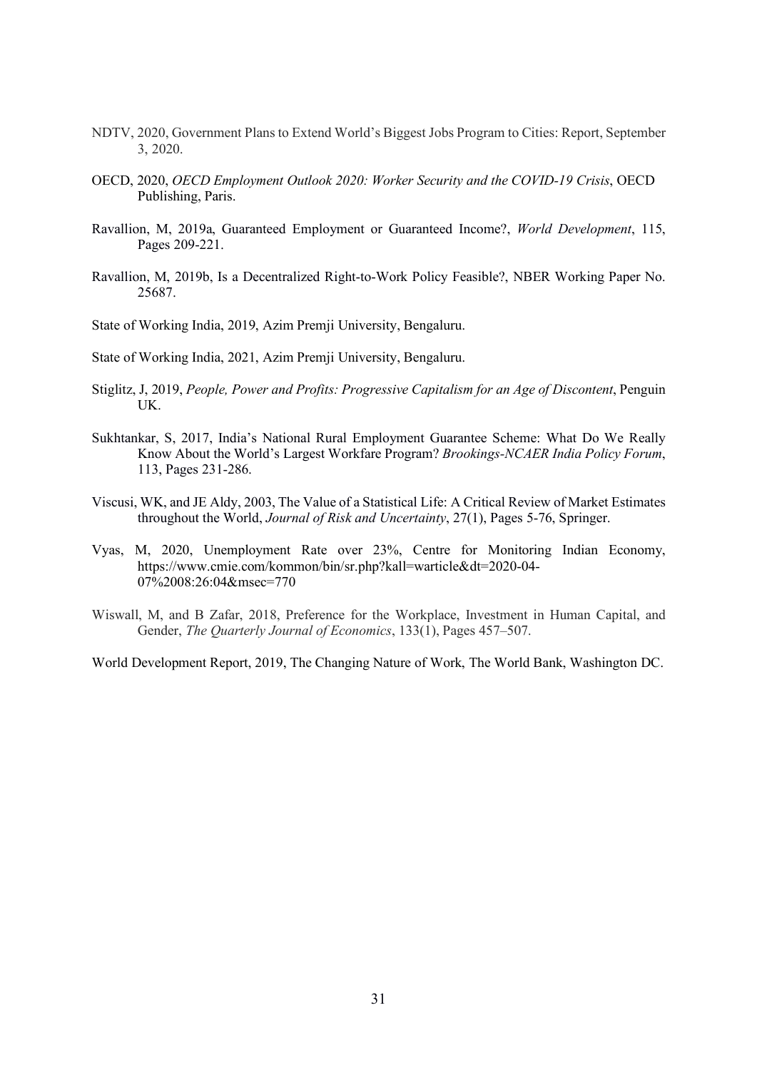NDTV, 2020, Government Plans to Extend World's Biggest Jobs Program to Cities: Report, September 3, 2020.

OECD, 2020, *OECD Employment Outlook 2020: Worker Security and the COVID-19 Crisis*, OECD Publishing, Paris.

Ravallion, M, 2019a, Guaranteed Employment or Guaranteed Income?, *World Development*, 115, Pages 209-221.

Ravallion, M, 2019b, Is a Decentralized Right-to-Work Policy Feasible?, NBER Working Paper No. 25687.

State of Working India, 2019, Azim Premji University, Bengaluru.

State of Working India, 2021, Azim Premji University, Bengaluru.

Stiglitz, J, 2019, *People, Power and Profits: Progressive Capitalism for an Age of Discontent*, Penguin UK.

Sukhtankar, S, 2017, India's National Rural Employment Guarantee Scheme: What Do We Really Know About the World's Largest Workfare Program? *Brookings-NCAER India Policy Forum*, 113, Pages 231-286.

Viscusi, WK, and JE Aldy, 2003, The Value of a Statistical Life: A Critical Review of Market Estimates throughout the World, *Journal of Risk and Uncertainty*, 27(1), Pages 5-76, Springer.

Vyas, M, 2020, Unemployment Rate over 23%, Centre for Monitoring Indian Economy, https://www.cmie.com/kommon/bin/sr.php?kall=warticle&dt=2020-04-07%2008:26:04&msec=770

Wiswall, M, and B Zafar, 2018, Preference for the Workplace, Investment in Human Capital, and Gender, *The Quarterly Journal of Economics*, 133(1), Pages 457–507.

World Development Report, 2019, The Changing Nature of Work, The World Bank, Washington DC.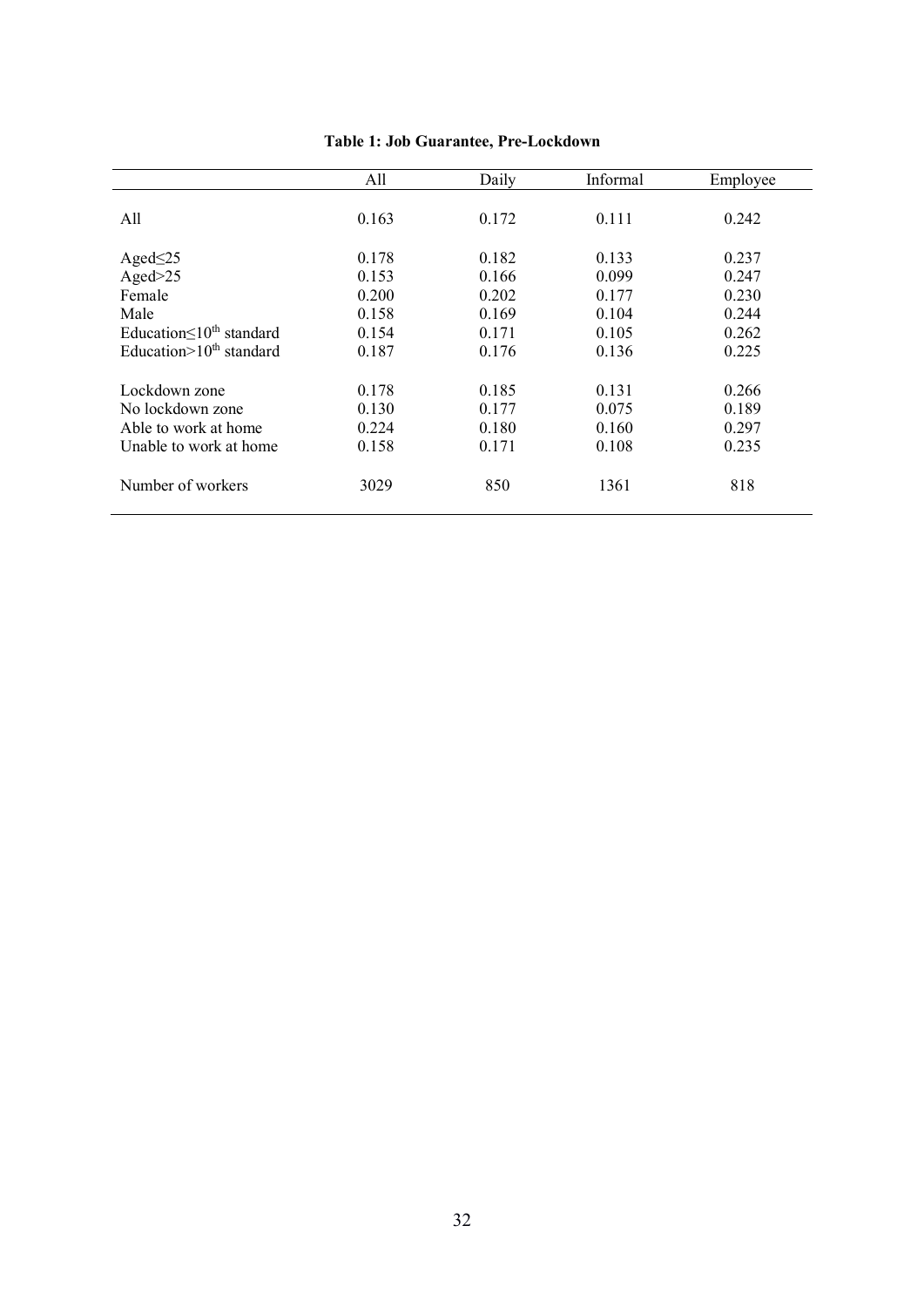**Table 1: Job Guarantee, Pre-Lockdown**

| | All | Daily | Informal | Employee |
|---|---|---|---|---|
| All | 0.163 | 0.172 | 0.111 | 0.242 |
| Aged≤25 | 0.178 | 0.182 | 0.133 | 0.237 |
| Aged>25 | 0.153 | 0.166 | 0.099 | 0.247 |
| Female | 0.200 | 0.202 | 0.177 | 0.230 |
| Male | 0.158 | 0.169 | 0.104 | 0.244 |
| Education≤10th standard | 0.154 | 0.171 | 0.105 | 0.262 |
| Education>10th standard | 0.187 | 0.176 | 0.136 | 0.225 |
| Lockdown zone | 0.178 | 0.185 | 0.131 | 0.266 |
| No lockdown zone | 0.130 | 0.177 | 0.075 | 0.189 |
| Able to work at home | 0.224 | 0.180 | 0.160 | 0.297 |
| Unable to work at home | 0.158 | 0.171 | 0.108 | 0.235 |
| Number of workers | 3029 | 850 | 1361 | 818 |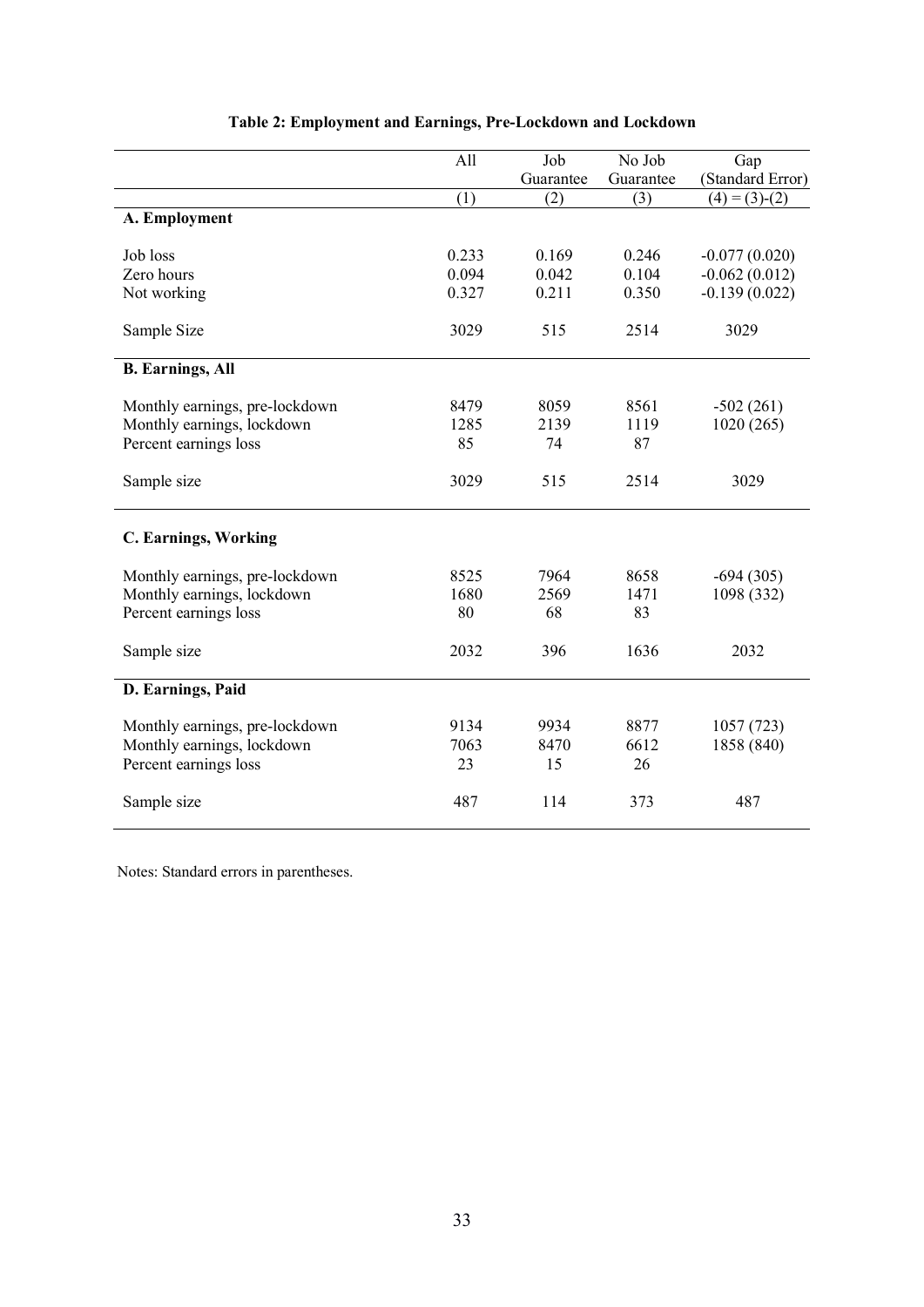**Table 2: Employment and Earnings, Pre-Lockdown and Lockdown**

| | All | Job Guarantee | No Job Guarantee | Gap (Standard Error) |
|---|---|---|---|---|
| | (1) | (2) | (3) | (4) = (3)-(2) |
| **A. Employment** | | | | |
| Job loss | 0.233 | 0.169 | 0.246 | -0.077 (0.020) |
| Zero hours | 0.094 | 0.042 | 0.104 | -0.062 (0.012) |
| Not working | 0.327 | 0.211 | 0.350 | -0.139 (0.022) |
| Sample Size | 3029 | 515 | 2514 | 3029 |
| **B. Earnings, All** | | | | |
| Monthly earnings, pre-lockdown | 8479 | 8059 | 8561 | -502 (261) |
| Monthly earnings, lockdown | 1285 | 2139 | 1119 | 1020 (265) |
| Percent earnings loss | 85 | 74 | 87 | |
| Sample size | 3029 | 515 | 2514 | 3029 |
| **C. Earnings, Working** | | | | |
| Monthly earnings, pre-lockdown | 8525 | 7964 | 8658 | -694 (305) |
| Monthly earnings, lockdown | 1680 | 2569 | 1471 | 1098 (332) |
| Percent earnings loss | 80 | 68 | 83 | |
| Sample size | 2032 | 396 | 1636 | 2032 |
| **D. Earnings, Paid** | | | | |
| Monthly earnings, pre-lockdown | 9134 | 9934 | 8877 | 1057 (723) |
| Monthly earnings, lockdown | 7063 | 8470 | 6612 | 1858 (840) |
| Percent earnings loss | 23 | 15 | 26 | |
| Sample size | 487 | 114 | 373 | 487 |

Notes: Standard errors in parentheses.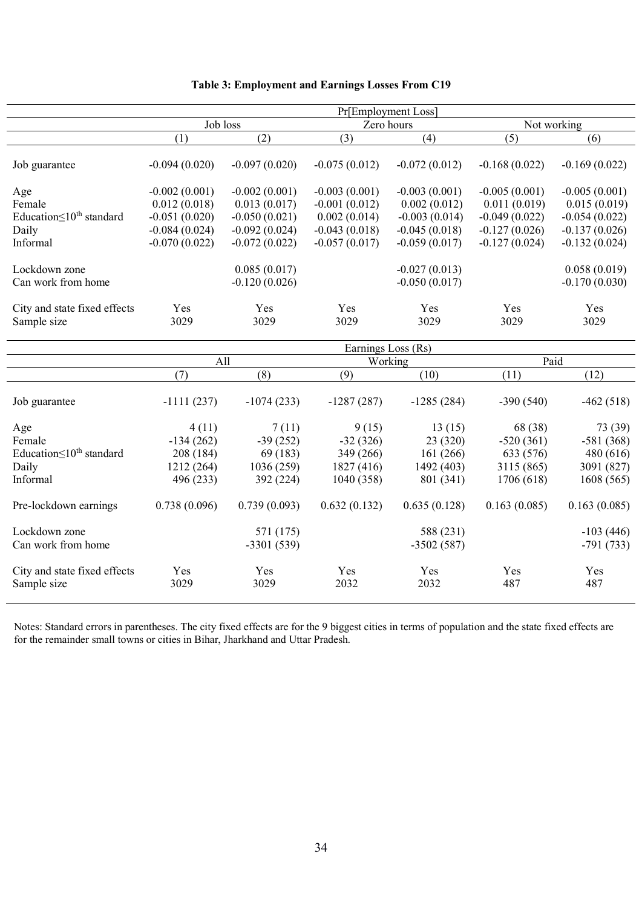**Table 3: Employment and Earnings Losses From C19**

| | Pr[Employment Loss] | | | | | |
|---|---|---|---|---|---|---|
| | Job loss | | Zero hours | | Not working | |
| | (1) | (2) | (3) | (4) | (5) | (6) |
| Job guarantee | -0.094 (0.020) | -0.097 (0.020) | -0.075 (0.012) | -0.072 (0.012) | -0.168 (0.022) | -0.169 (0.022) |
| Age | -0.002 (0.001) | -0.002 (0.001) | -0.003 (0.001) | -0.003 (0.001) | -0.005 (0.001) | -0.005 (0.001) |
| Female | 0.012 (0.018) | 0.013 (0.017) | -0.001 (0.012) | 0.002 (0.012) | 0.011 (0.019) | 0.015 (0.019) |
| Education≤10th standard | -0.051 (0.020) | -0.050 (0.021) | 0.002 (0.014) | -0.003 (0.014) | -0.049 (0.022) | -0.054 (0.022) |
| Daily | -0.084 (0.024) | -0.092 (0.024) | -0.043 (0.018) | -0.045 (0.018) | -0.127 (0.026) | -0.137 (0.026) |
| Informal | -0.070 (0.022) | -0.072 (0.022) | -0.057 (0.017) | -0.059 (0.017) | -0.127 (0.024) | -0.132 (0.024) |
| Lockdown zone | | 0.085 (0.017) | | -0.027 (0.013) | | 0.058 (0.019) |
| Can work from home | | -0.120 (0.026) | | -0.050 (0.017) | | -0.170 (0.030) |
| City and state fixed effects | Yes | Yes | Yes | Yes | Yes | Yes |
| Sample size | 3029 | 3029 | 3029 | 3029 | 3029 | 3029 |

| | Earnings Loss (Rs) | | | | | |
|---|---|---|---|---|---|---|
| | All | | Working | | Paid | |
| | (7) | (8) | (9) | (10) | (11) | (12) |
| Job guarantee | -1111 (237) | -1074 (233) | -1287 (287) | -1285 (284) | -390 (540) | -462 (518) |
| Age | 4 (11) | 7 (11) | 9 (15) | 13 (15) | 68 (38) | 73 (39) |
| Female | -134 (262) | -39 (252) | -32 (326) | 23 (320) | -520 (361) | -581 (368) |
| Education≤10th standard | 208 (184) | 69 (183) | 349 (266) | 161 (266) | 633 (576) | 480 (616) |
| Daily | 1212 (264) | 1036 (259) | 1827 (416) | 1492 (403) | 3115 (865) | 3091 (827) |
| Informal | 496 (233) | 392 (224) | 1040 (358) | 801 (341) | 1706 (618) | 1608 (565) |
| Pre-lockdown earnings | 0.738 (0.096) | 0.739 (0.093) | 0.632 (0.132) | 0.635 (0.128) | 0.163 (0.085) | 0.163 (0.085) |
| Lockdown zone | | 571 (175) | | 588 (231) | | -103 (446) |
| Can work from home | | -3301 (539) | | -3502 (587) | | -791 (733) |
| City and state fixed effects | Yes | Yes | Yes | Yes | Yes | Yes |
| Sample size | 3029 | 3029 | 2032 | 2032 | 487 | 487 |

Notes: Standard errors in parentheses. The city fixed effects are for the 9 biggest cities in terms of population and the state fixed effects are for the remainder small towns or cities in Bihar, Jharkhand and Uttar Pradesh.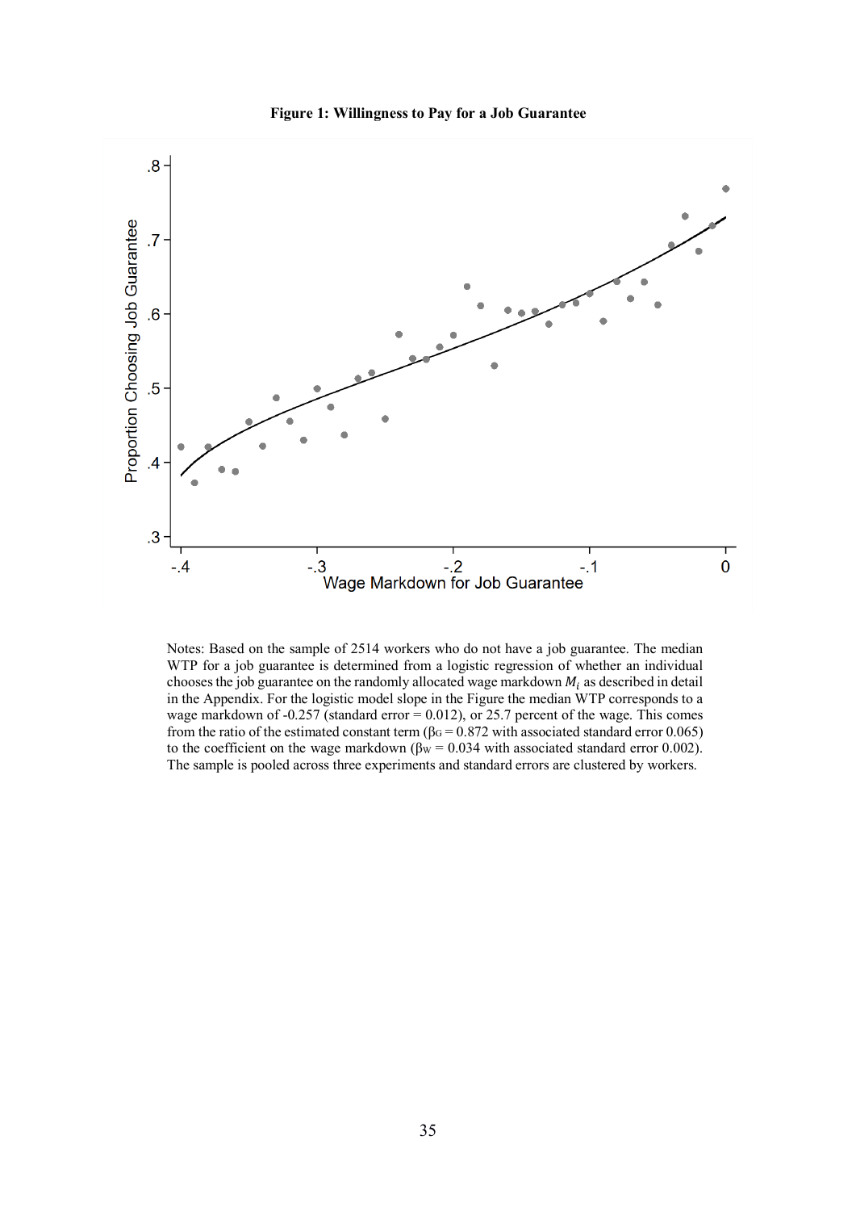**Figure 1: Willingness to Pay for a Job Guarantee**

Notes: Based on the sample of 2514 workers who do not have a job guarantee. The median WTP for a job guarantee is determined from a logistic regression of whether an individual chooses the job guarantee on the randomly allocated wage markdown $M_i$ as described in detail in the Appendix. For the logistic model slope in the Figure the median WTP corresponds to a wage markdown of -0.257 (standard error = 0.012), or 25.7 percent of the wage. This comes from the ratio of the estimated constant term ($\beta_G = 0.872$ with associated standard error 0.065) to the coefficient on the wage markdown ($\beta_W = 0.034$ with associated standard error 0.002). The sample is pooled across three experiments and standard errors are clustered by workers.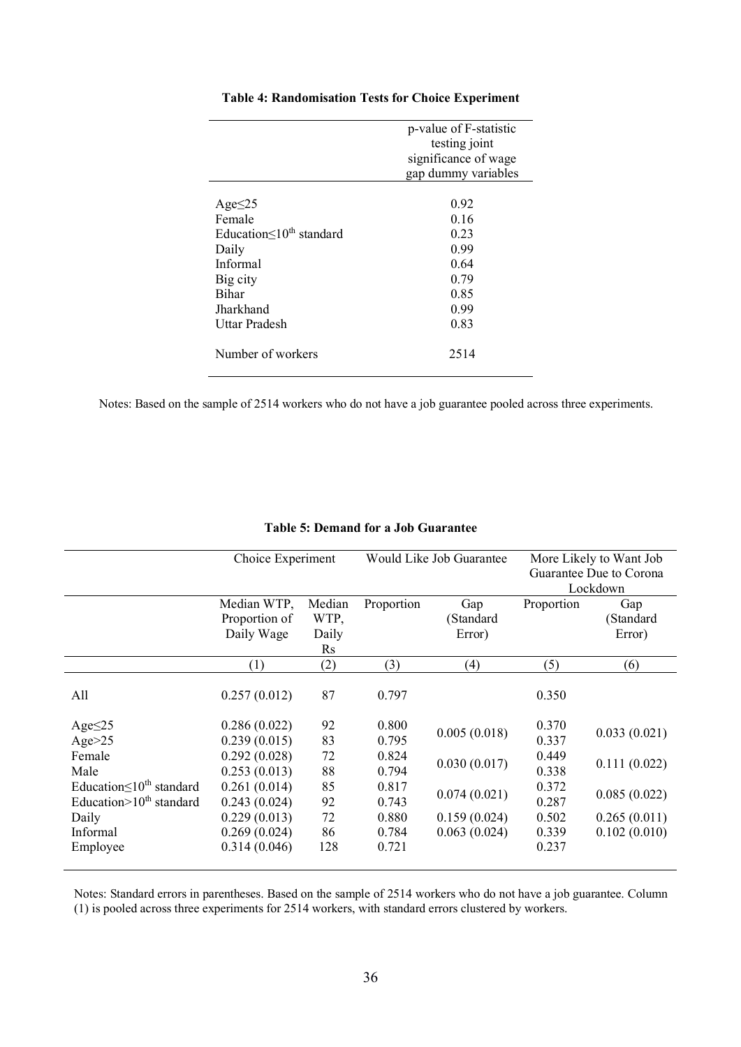**Table 4: Randomisation Tests for Choice Experiment**

| | p-value of F-statistic testing joint significance of wage gap dummy variables |
|---|---|
| Age≤25 | 0.92 |
| Female | 0.16 |
| Education≤10th standard | 0.23 |
| Daily | 0.99 |
| Informal | 0.64 |
| Big city | 0.79 |
| Bihar | 0.85 |
| Jharkhand | 0.99 |
| Uttar Pradesh | 0.83 |
| Number of workers | 2514 |

Notes: Based on the sample of 2514 workers who do not have a job guarantee pooled across three experiments.

**Table 5: Demand for a Job Guarantee**

| | Choice Experiment | | Would Like Job Guarantee | | More Likely to Want Job Guarantee Due to Corona Lockdown | |
|---|---|---|---|---|---|---|
| | Median WTP, Proportion of Daily Wage | Median WTP, Daily Rs | Proportion | Gap (Standard Error) | Proportion | Gap (Standard Error) |
| | (1) | (2) | (3) | (4) | (5) | (6) |
| All | 0.257 (0.012) | 87 | 0.797 | | 0.350 | |
| Age≤25 | 0.286 (0.022) | 92 | 0.800 | 0.005 (0.018) | 0.370 | 0.033 (0.021) |
| Age>25 | 0.239 (0.015) | 83 | 0.795 | | 0.337 | |
| Female | 0.292 (0.028) | 72 | 0.824 | 0.030 (0.017) | 0.449 | 0.111 (0.022) |
| Male | 0.253 (0.013) | 88 | 0.794 | | 0.338 | |
| Education≤10th standard | 0.261 (0.014) | 85 | 0.817 | 0.074 (0.021) | 0.372 | 0.085 (0.022) |
| Education>10th standard | 0.243 (0.024) | 92 | 0.743 | | 0.287 | |
| Daily | 0.229 (0.013) | 72 | 0.880 | 0.159 (0.024) | 0.502 | 0.265 (0.011) |
| Informal | 0.269 (0.024) | 86 | 0.784 | 0.063 (0.024) | 0.339 | 0.102 (0.010) |
| Employee | 0.314 (0.046) | 128 | 0.721 | | 0.237 | |

Notes: Standard errors in parentheses. Based on the sample of 2514 workers who do not have a job guarantee. Column (1) is pooled across three experiments for 2514 workers, with standard errors clustered by workers.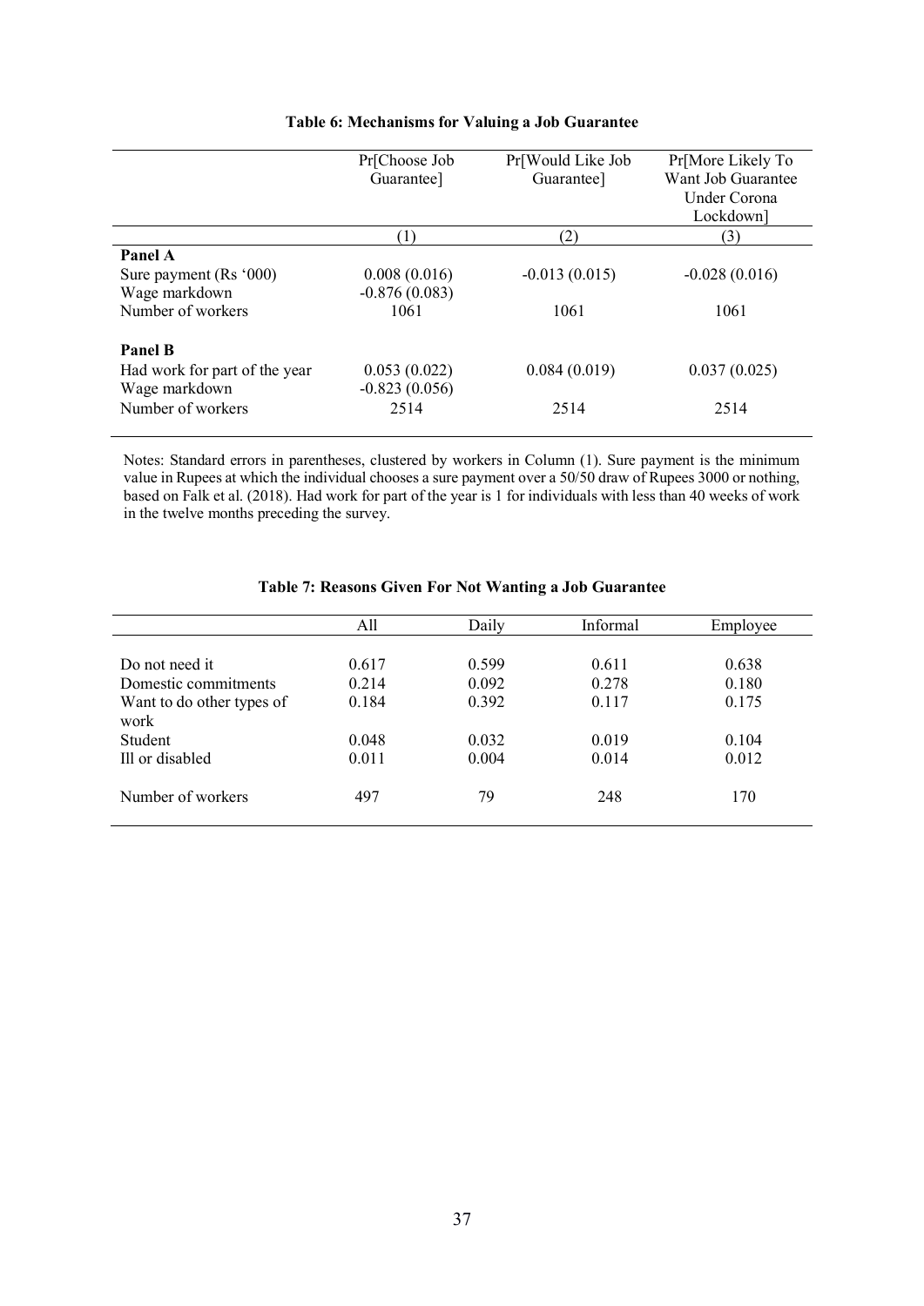**Table 6: Mechanisms for Valuing a Job Guarantee**

| | Pr[Choose Job Guarantee] | Pr[Would Like Job Guarantee] | Pr[More Likely To Want Job Guarantee Under Corona Lockdown] |
|---|---|---|---|
| | (1) | (2) | (3) |
| **Panel A** | | | |
| Sure payment (Rs '000) | 0.008 (0.016) | -0.013 (0.015) | -0.028 (0.016) |
| Wage markdown | -0.876 (0.083) | | |
| Number of workers | 1061 | 1061 | 1061 |
| **Panel B** | | | |
| Had work for part of the year | 0.053 (0.022) | 0.084 (0.019) | 0.037 (0.025) |
| Wage markdown | -0.823 (0.056) | | |
| Number of workers | 2514 | 2514 | 2514 |

Notes: Standard errors in parentheses, clustered by workers in Column (1). Sure payment is the minimum value in Rupees at which the individual chooses a sure payment over a 50/50 draw of Rupees 3000 or nothing, based on Falk et al. (2018). Had work for part of the year is 1 for individuals with less than 40 weeks of work in the twelve months preceding the survey.

**Table 7: Reasons Given For Not Wanting a Job Guarantee**

| | All | Daily | Informal | Employee |
|---|---|---|---|---|
| Do not need it | 0.617 | 0.599 | 0.611 | 0.638 |
| Domestic commitments | 0.214 | 0.092 | 0.278 | 0.180 |
| Want to do other types of work | 0.184 | 0.392 | 0.117 | 0.175 |
| Student | 0.048 | 0.032 | 0.019 | 0.104 |
| Ill or disabled | 0.011 | 0.004 | 0.014 | 0.012 |
| Number of workers | 497 | 79 | 248 | 170 |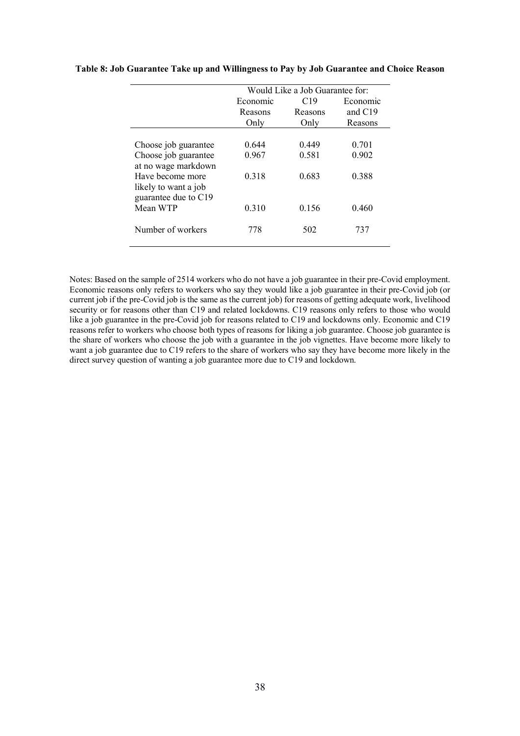**Table 8: Job Guarantee Take up and Willingness to Pay by Job Guarantee and Choice Reason**

| | Would Like a Job Guarantee for: | | |
|---|---|---|---|
| | Economic Reasons Only | C19 Reasons Only | Economic and C19 Reasons |
| Choose job guarantee | 0.644 | 0.449 | 0.701 |
| Choose job guarantee at no wage markdown | 0.967 | 0.581 | 0.902 |
| Have become more likely to want a job guarantee due to C19 | 0.318 | 0.683 | 0.388 |
| Mean WTP | 0.310 | 0.156 | 0.460 |
| Number of workers | 778 | 502 | 737 |

Notes: Based on the sample of 2514 workers who do not have a job guarantee in their pre-Covid employment. Economic reasons only refers to workers who say they would like a job guarantee in their pre-Covid job (or current job if the pre-Covid job is the same as the current job) for reasons of getting adequate work, livelihood security or for reasons other than C19 and related lockdowns. C19 reasons only refers to those who would like a job guarantee in the pre-Covid job for reasons related to C19 and lockdowns only. Economic and C19 reasons refer to workers who choose both types of reasons for liking a job guarantee. Choose job guarantee is the share of workers who choose the job with a guarantee in the job vignettes. Have become more likely to want a job guarantee due to C19 refers to the share of workers who say they have become more likely in the direct survey question of wanting a job guarantee more due to C19 and lockdown.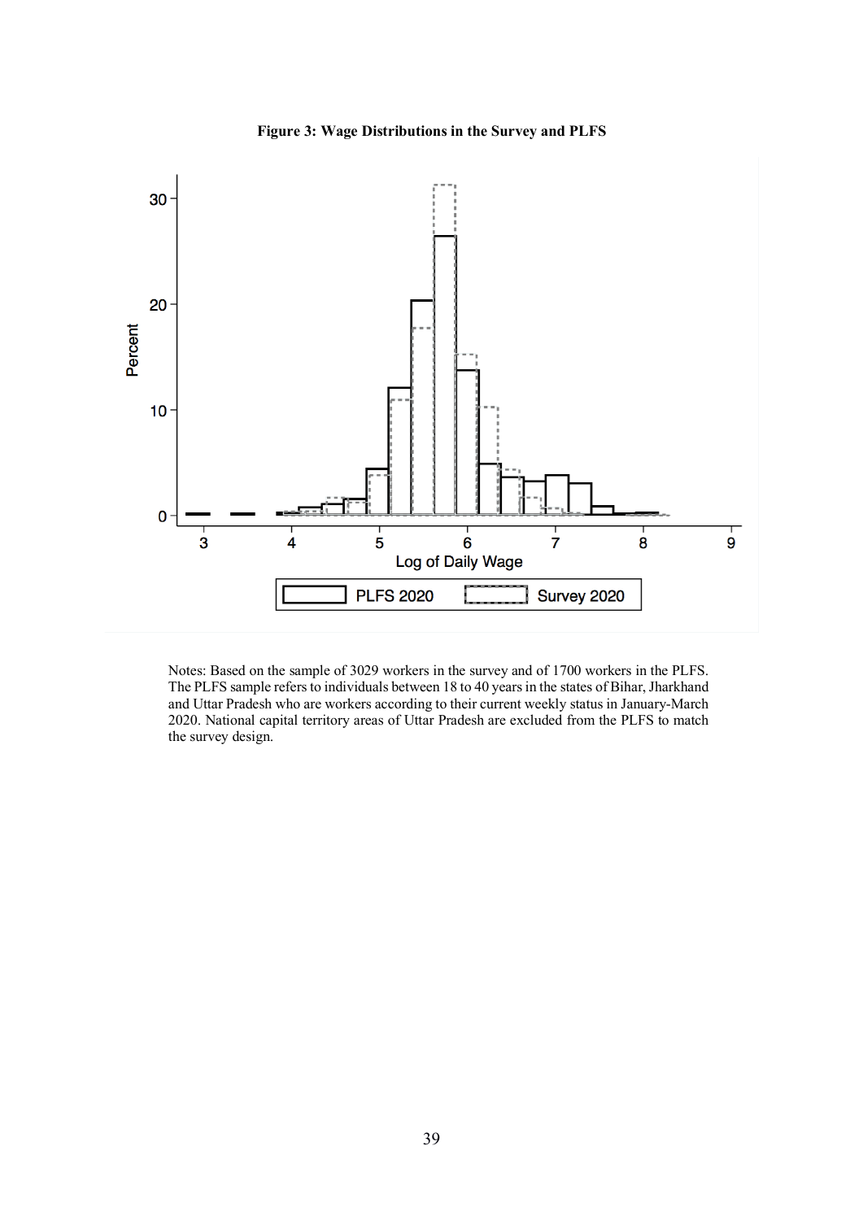**Figure 3: Wage Distributions in the Survey and PLFS**

Notes: Based on the sample of 3029 workers in the survey and of 1700 workers in the PLFS. The PLFS sample refers to individuals between 18 to 40 years in the states of Bihar, Jharkhand and Uttar Pradesh who are workers according to their current weekly status in January-March 2020. National capital territory areas of Uttar Pradesh are excluded from the PLFS to match the survey design.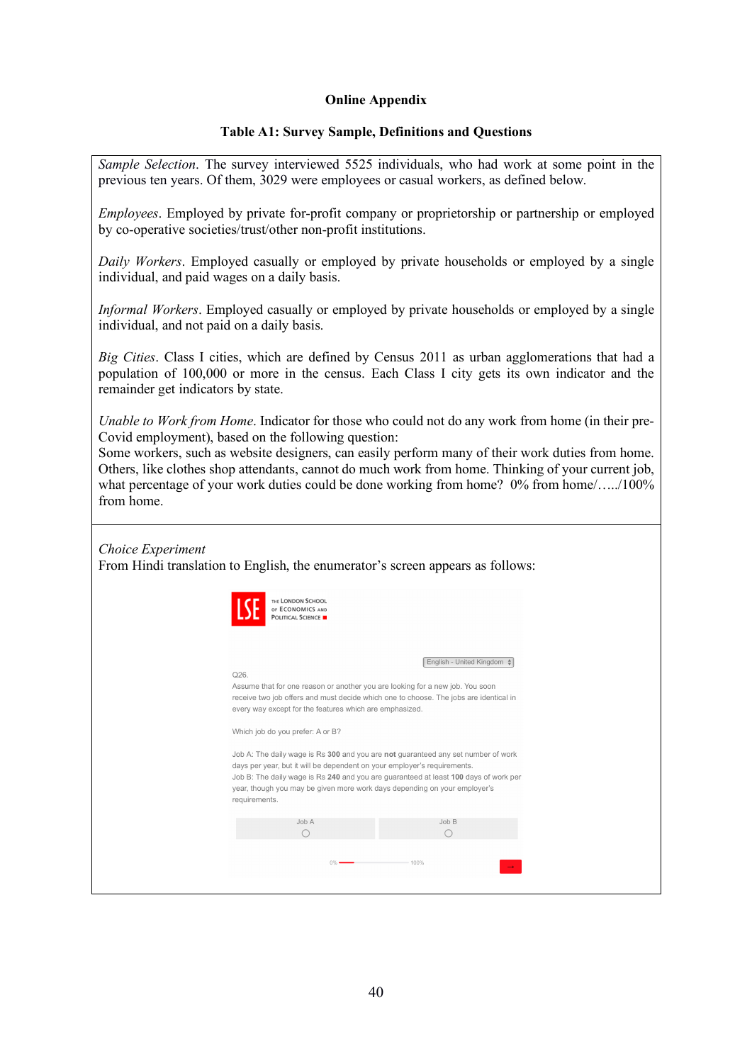# Online Appendix

## Table A1: Survey Sample, Definitions and Questions

*Sample Selection*. The survey interviewed 5525 individuals, who had work at some point in the previous ten years. Of them, 3029 were employees or casual workers, as defined below.

*Employees*. Employed by private for-profit company or proprietorship or partnership or employed by co-operative societies/trust/other non-profit institutions.

*Daily Workers*. Employed casually or employed by private households or employed by a single individual, and paid wages on a daily basis.

*Informal Workers*. Employed casually or employed by private households or employed by a single individual, and not paid on a daily basis.

*Big Cities*. Class I cities, which are defined by Census 2011 as urban agglomerations that had a population of 100,000 or more in the census. Each Class I city gets its own indicator and the remainder get indicators by state.

*Unable to Work from Home*. Indicator for those who could not do any work from home (in their pre-Covid employment), based on the following question:
Some workers, such as website designers, can easily perform many of their work duties from home. Others, like clothes shop attendants, cannot do much work from home. Thinking of your current job, what percentage of your work duties could be done working from home? 0% from home/…../100% from home.

*Choice Experiment*
From Hindi translation to English, the enumerator's screen appears as follows:

LSE THE LONDON SCHOOL OF ECONOMICS AND POLITICAL SCIENCE

English - United Kingdom

Q26.
Assume that for one reason or another you are looking for a new job. You soon receive two job offers and must decide which one to choose. The jobs are identical in every way except for the features which are emphasized.

Which job do you prefer: A or B?

Job A: The daily wage is Rs **300** and you are **not** guaranteed any set number of work days per year, but it will be dependent on your employer's requirements.
Job B: The daily wage is Rs **240** and you are guaranteed at least **100** days of work per year, though you may be given more work days depending on your employer's requirements.

Job A ○ &nbsp;&nbsp;&nbsp; Job B ○

0% — 100% →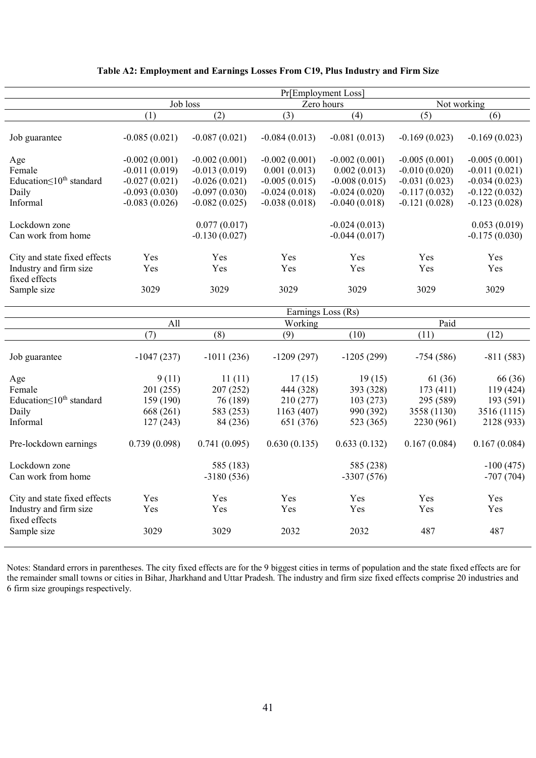**Table A2: Employment and Earnings Losses From C19, Plus Industry and Firm Size**

| | Pr[Employment Loss] | | | | | |
|---|---|---|---|---|---|---|
| | Job loss | | Zero hours | | Not working | |
| | (1) | (2) | (3) | (4) | (5) | (6) |
| Job guarantee | -0.085 (0.021) | -0.087 (0.021) | -0.084 (0.013) | -0.081 (0.013) | -0.169 (0.023) | -0.169 (0.023) |
| Age | -0.002 (0.001) | -0.002 (0.001) | -0.002 (0.001) | -0.002 (0.001) | -0.005 (0.001) | -0.005 (0.001) |
| Female | -0.011 (0.019) | -0.013 (0.019) | 0.001 (0.013) | 0.002 (0.013) | -0.010 (0.020) | -0.011 (0.021) |
| Education≤10th standard | -0.027 (0.021) | -0.026 (0.021) | -0.005 (0.015) | -0.008 (0.015) | -0.031 (0.023) | -0.034 (0.023) |
| Daily | -0.093 (0.030) | -0.097 (0.030) | -0.024 (0.018) | -0.024 (0.020) | -0.117 (0.032) | -0.122 (0.032) |
| Informal | -0.083 (0.026) | -0.082 (0.025) | -0.038 (0.018) | -0.040 (0.018) | -0.121 (0.028) | -0.123 (0.028) |
| Lockdown zone | | 0.077 (0.017) | | -0.024 (0.013) | | 0.053 (0.019) |
| Can work from home | | -0.130 (0.027) | | -0.044 (0.017) | | -0.175 (0.030) |
| City and state fixed effects | Yes | Yes | Yes | Yes | Yes | Yes |
| Industry and firm size fixed effects | Yes | Yes | Yes | Yes | Yes | Yes |
| Sample size | 3029 | 3029 | 3029 | 3029 | 3029 | 3029 |

| | Earnings Loss (Rs) | | | | | |
|---|---|---|---|---|---|---|
| | All | | Working | | Paid | |
| | (7) | (8) | (9) | (10) | (11) | (12) |
| Job guarantee | -1047 (237) | -1011 (236) | -1209 (297) | -1205 (299) | -754 (586) | -811 (583) |
| Age | 9 (11) | 11 (11) | 17 (15) | 19 (15) | 61 (36) | 66 (36) |
| Female | 201 (255) | 207 (252) | 444 (328) | 393 (328) | 173 (411) | 119 (424) |
| Education≤10th standard | 159 (190) | 76 (189) | 210 (277) | 103 (273) | 295 (589) | 193 (591) |
| Daily | 668 (261) | 583 (253) | 1163 (407) | 990 (392) | 3558 (1130) | 3516 (1115) |
| Informal | 127 (243) | 84 (236) | 651 (376) | 523 (365) | 2230 (961) | 2128 (933) |
| Pre-lockdown earnings | 0.739 (0.098) | 0.741 (0.095) | 0.630 (0.135) | 0.633 (0.132) | 0.167 (0.084) | 0.167 (0.084) |
| Lockdown zone | | 585 (183) | | 585 (238) | | -100 (475) |
| Can work from home | | -3180 (536) | | -3307 (576) | | -707 (704) |
| City and state fixed effects | Yes | Yes | Yes | Yes | Yes | Yes |
| Industry and firm size fixed effects | Yes | Yes | Yes | Yes | Yes | Yes |
| Sample size | 3029 | 3029 | 2032 | 2032 | 487 | 487 |

Notes: Standard errors in parentheses. The city fixed effects are for the 9 biggest cities in terms of population and the state fixed effects are for the remainder small towns or cities in Bihar, Jharkhand and Uttar Pradesh. The industry and firm size fixed effects comprise 20 industries and 6 firm size groupings respectively.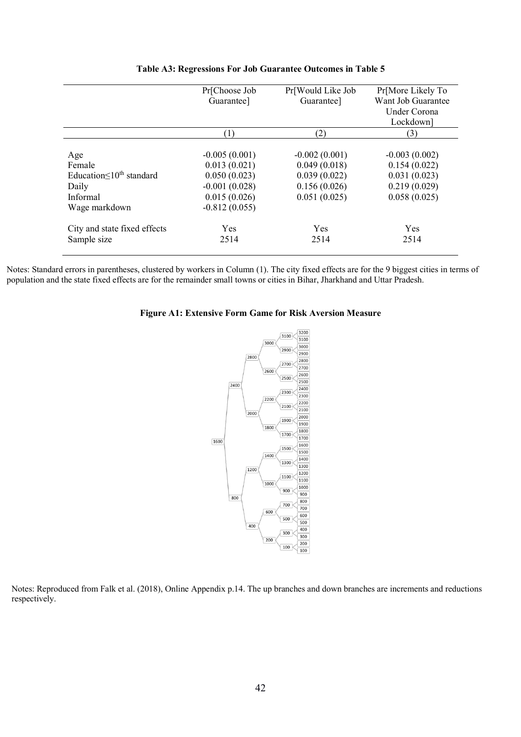**Table A3: Regressions For Job Guarantee Outcomes in Table 5**

| | Pr[Choose Job Guarantee] | Pr[Would Like Job Guarantee] | Pr[More Likely To Want Job Guarantee Under Corona Lockdown] |
|---|---|---|---|
| | (1) | (2) | (3) |
| Age | -0.005 (0.001) | -0.002 (0.001) | -0.003 (0.002) |
| Female | 0.013 (0.021) | 0.049 (0.018) | 0.154 (0.022) |
| Education≤10th standard | 0.050 (0.023) | 0.039 (0.022) | 0.031 (0.023) |
| Daily | -0.001 (0.028) | 0.156 (0.026) | 0.219 (0.029) |
| Informal | 0.015 (0.026) | 0.051 (0.025) | 0.058 (0.025) |
| Wage markdown | -0.812 (0.055) | | |
| City and state fixed effects | Yes | Yes | Yes |
| Sample size | 2514 | 2514 | 2514 |

Notes: Standard errors in parentheses, clustered by workers in Column (1). The city fixed effects are for the 9 biggest cities in terms of population and the state fixed effects are for the remainder small towns or cities in Bihar, Jharkhand and Uttar Pradesh.

**Figure A1: Extensive Form Game for Risk Aversion Measure**

Notes: Reproduced from Falk et al. (2018), Online Appendix p.14. The up branches and down branches are increments and reductions respectively.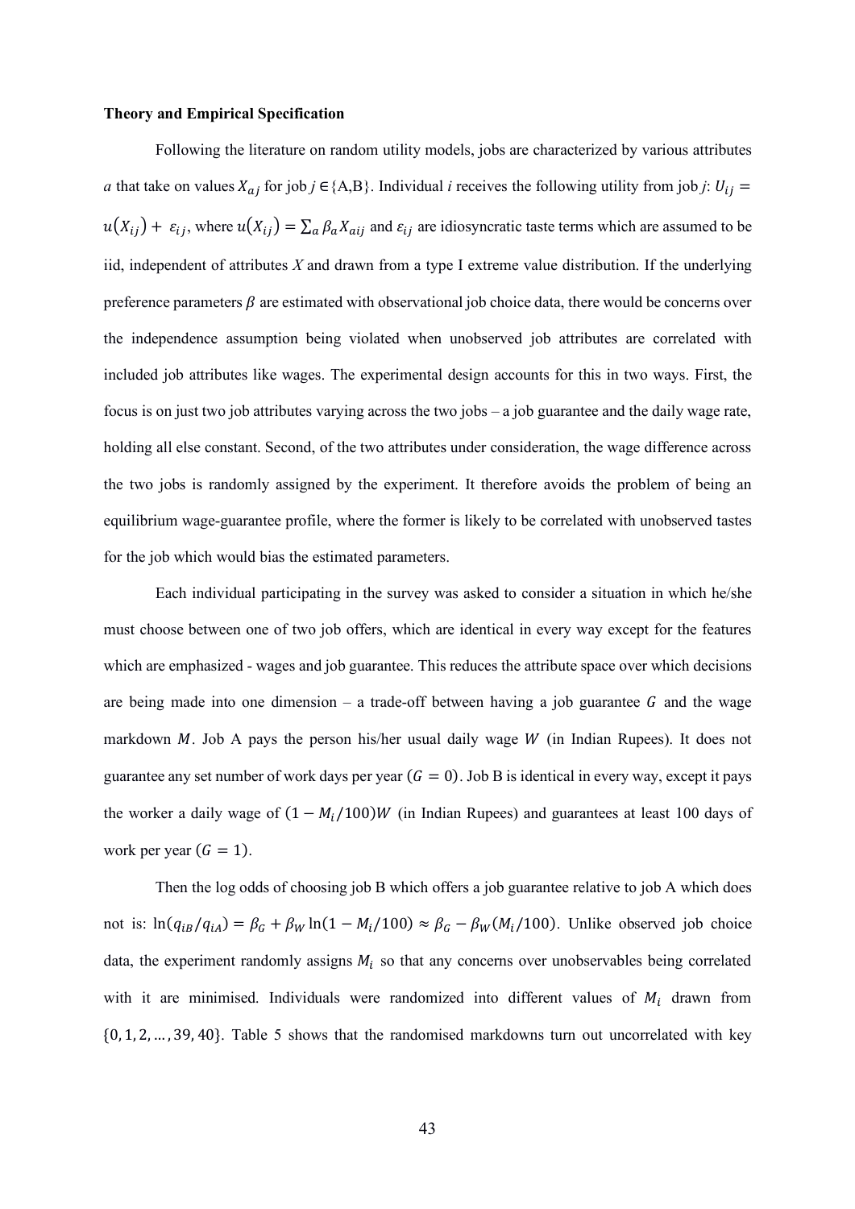**Theory and Empirical Specification**

Following the literature on random utility models, jobs are characterized by various attributes $a$ that take on values $X_{aj}$ for job $j \in \{A,B\}$. Individual $i$ receives the following utility from job $j$: $U_{ij} = u(X_{ij}) + \varepsilon_{ij}$, where $u(X_{ij}) = \sum_a \beta_a X_{aij}$ and $\varepsilon_{ij}$ are idiosyncratic taste terms which are assumed to be iid, independent of attributes $X$ and drawn from a type I extreme value distribution. If the underlying preference parameters $\beta$ are estimated with observational job choice data, there would be concerns over the independence assumption being violated when unobserved job attributes are correlated with included job attributes like wages. The experimental design accounts for this in two ways. First, the focus is on just two job attributes varying across the two jobs – a job guarantee and the daily wage rate, holding all else constant. Second, of the two attributes under consideration, the wage difference across the two jobs is randomly assigned by the experiment. It therefore avoids the problem of being an equilibrium wage-guarantee profile, where the former is likely to be correlated with unobserved tastes for the job which would bias the estimated parameters.

Each individual participating in the survey was asked to consider a situation in which he/she must choose between one of two job offers, which are identical in every way except for the features which are emphasized - wages and job guarantee. This reduces the attribute space over which decisions are being made into one dimension – a trade-off between having a job guarantee $G$ and the wage markdown $M$. Job A pays the person his/her usual daily wage $W$ (in Indian Rupees). It does not guarantee any set number of work days per year ($G = 0$). Job B is identical in every way, except it pays the worker a daily wage of $(1 - M_i/100)W$ (in Indian Rupees) and guarantees at least 100 days of work per year ($G = 1$).

Then the log odds of choosing job B which offers a job guarantee relative to job A which does not is: $\ln(q_{iB}/q_{iA}) = \beta_G + \beta_W \ln(1 - M_i/100) \approx \beta_G - \beta_W(M_i/100)$. Unlike observed job choice data, the experiment randomly assigns $M_i$ so that any concerns over unobservables being correlated with it are minimised. Individuals were randomized into different values of $M_i$ drawn from $\{0, 1, 2, \ldots, 39, 40\}$. Table 5 shows that the randomised markdowns turn out uncorrelated with key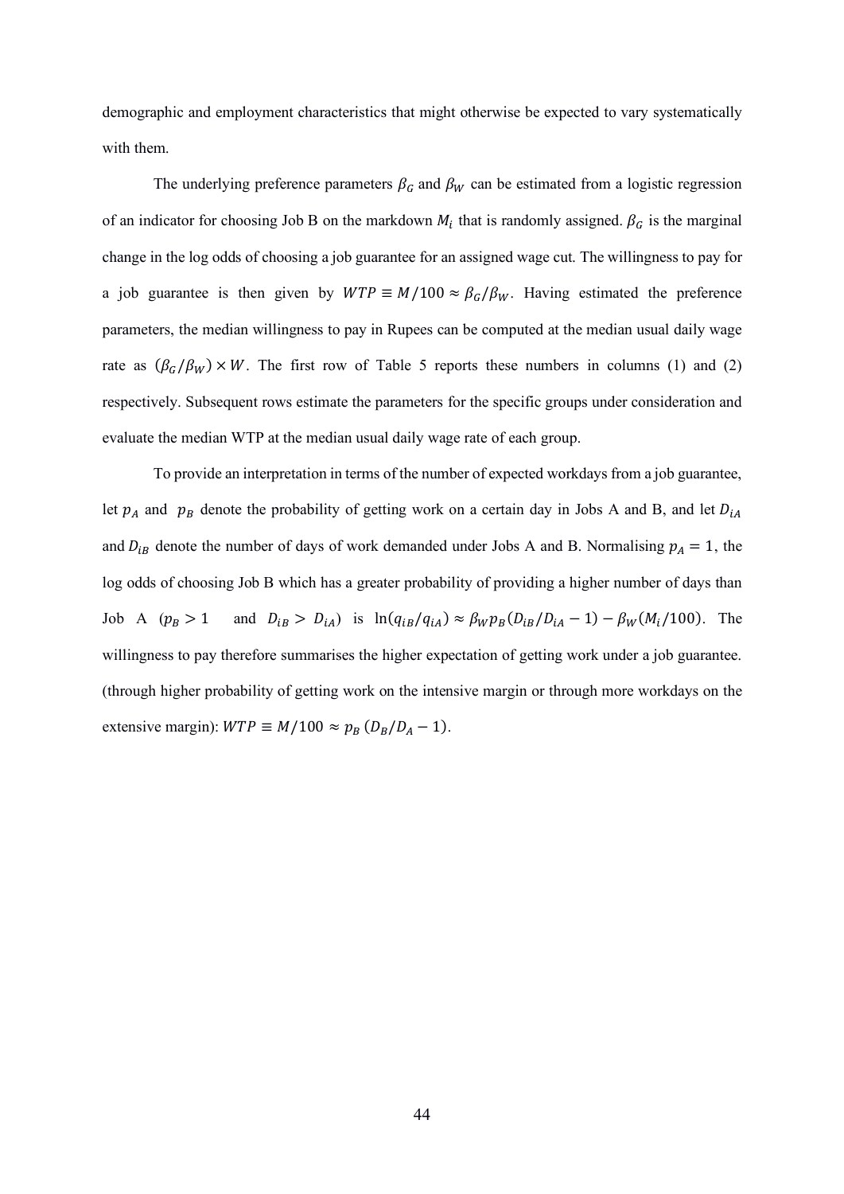demographic and employment characteristics that might otherwise be expected to vary systematically with them.

The underlying preference parameters $\beta_G$ and $\beta_W$ can be estimated from a logistic regression of an indicator for choosing Job B on the markdown $M_i$ that is randomly assigned. $\beta_G$ is the marginal change in the log odds of choosing a job guarantee for an assigned wage cut. The willingness to pay for a job guarantee is then given by $WTP \equiv M/100 \approx \beta_G/\beta_W$. Having estimated the preference parameters, the median willingness to pay in Rupees can be computed at the median usual daily wage rate as $(\beta_G/\beta_W) \times W$. The first row of Table 5 reports these numbers in columns (1) and (2) respectively. Subsequent rows estimate the parameters for the specific groups under consideration and evaluate the median WTP at the median usual daily wage rate of each group.

To provide an interpretation in terms of the number of expected workdays from a job guarantee, let $p_A$ and $p_B$ denote the probability of getting work on a certain day in Jobs A and B, and let $D_{iA}$ and $D_{iB}$ denote the number of days of work demanded under Jobs A and B. Normalising $p_A = 1$, the log odds of choosing Job B which has a greater probability of providing a higher number of days than Job A ($p_B > 1$ and $D_{iB} > D_{iA}$) is $\ln(q_{iB}/q_{iA}) \approx \beta_W p_B (D_{iB}/D_{iA} - 1) - \beta_W (M_i/100)$. The willingness to pay therefore summarises the higher expectation of getting work under a job guarantee. (through higher probability of getting work on the intensive margin or through more workdays on the extensive margin): $WTP \equiv M/100 \approx p_B\,(D_B/D_A - 1)$.